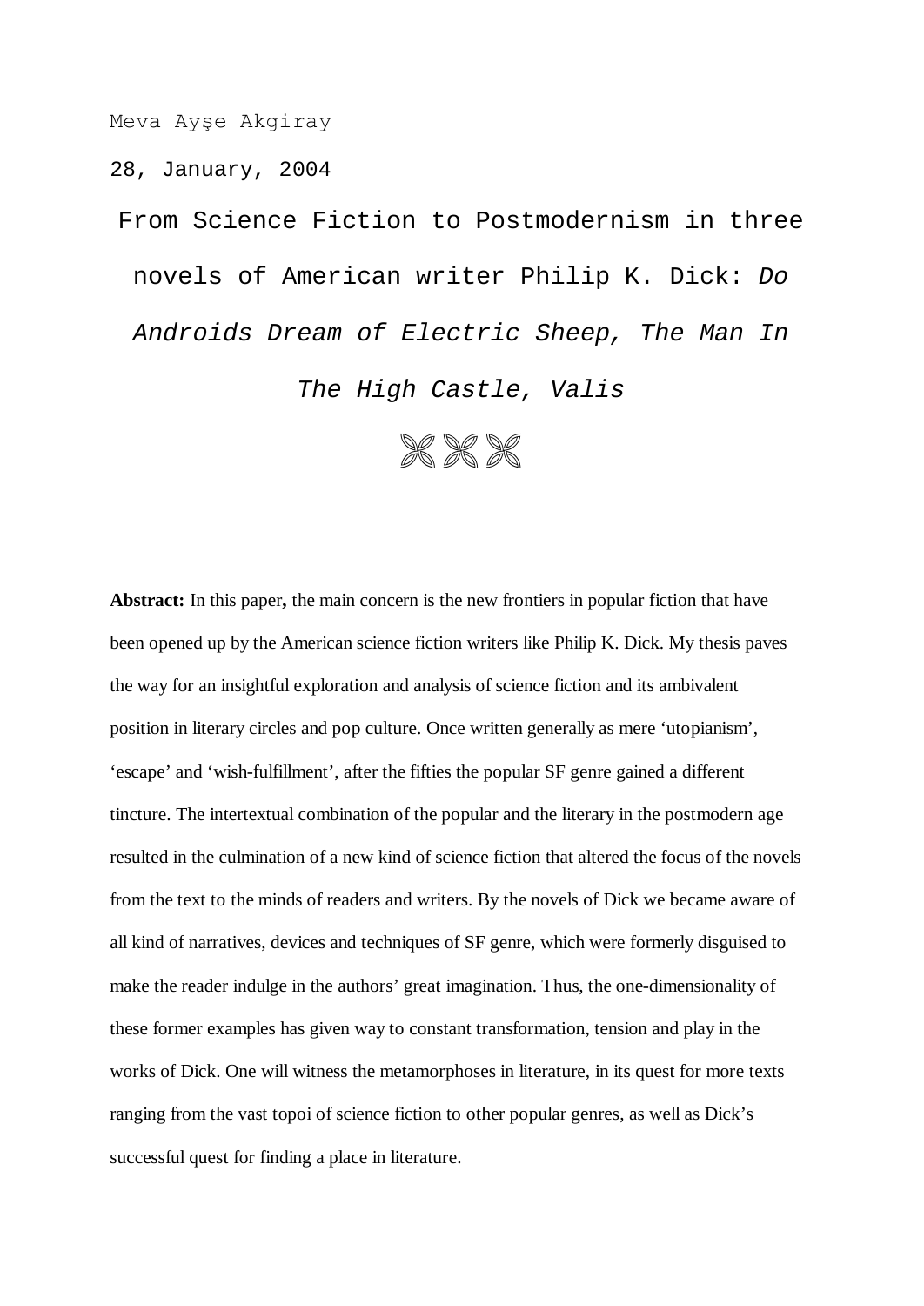Meva Ayşe Akgiray

28, January, 2004

# From Science Fiction to Postmodernism in three novels of American writer Philip K. Dick: *Do Androids Dream of Electric Sheep, The Man In The High Castle, Valis*

⌘⌘⌘

**Abstract:** In this paper**,** the main concern is the new frontiers in popular fiction that have been opened up by the American science fiction writers like Philip K. Dick. My thesis paves the way for an insightful exploration and analysis of science fiction and its ambivalent position in literary circles and pop culture. Once written generally as mere 'utopianism', 'escape' and 'wish-fulfillment', after the fifties the popular SF genre gained a different tincture. The intertextual combination of the popular and the literary in the postmodern age resulted in the culmination of a new kind of science fiction that altered the focus of the novels from the text to the minds of readers and writers. By the novels of Dick we became aware of all kind of narratives, devices and techniques of SF genre, which were formerly disguised to make the reader indulge in the authors' great imagination. Thus, the one-dimensionality of these former examples has given way to constant transformation, tension and play in the works of Dick. One will witness the metamorphoses in literature, in its quest for more texts ranging from the vast topoi of science fiction to other popular genres, as well as Dick's successful quest for finding a place in literature.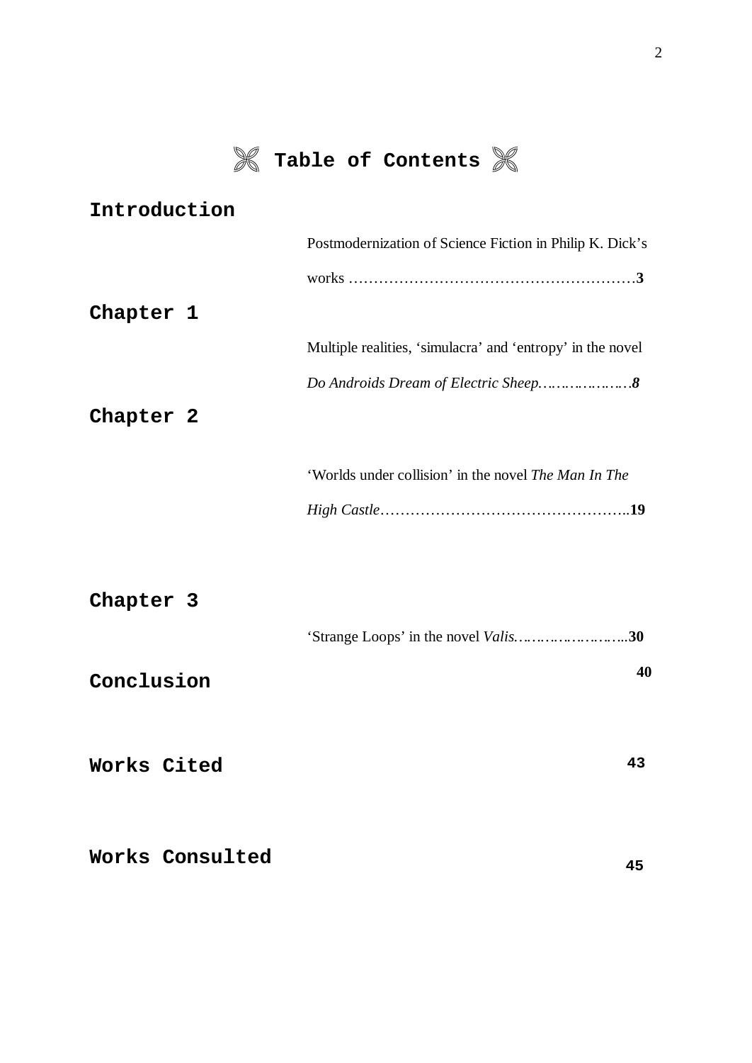# ❈ Table of Contents ❈

**Introduction**

Postmodernization of Science Fiction in Philip K. Dick's works ………………………………………………… **3**

**Chapter 1**

Multiple realities, 'simulacra' and 'entropy' in the novel *Do Androids Dream of Electric Sheep…………………8*

**Chapter 2**

'Worlds under collision' in the novel *The Man In The High Castle*…………………………………………..**19**

**Chapter 3**

'Strange Loops' in the novel *Valis*……………………..**30**

**Conclusion** **40**

**Works Cited** **43**

**Works Consulted** **45**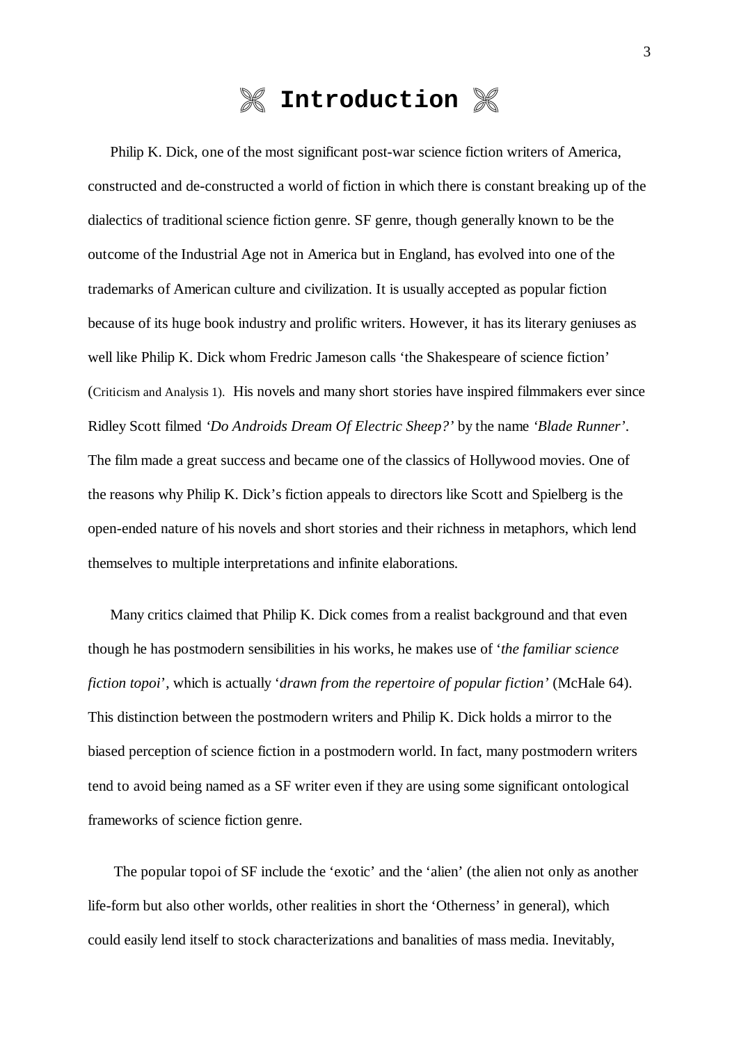# ※ Introduction ※

Philip K. Dick, one of the most significant post-war science fiction writers of America, constructed and de-constructed a world of fiction in which there is constant breaking up of the dialectics of traditional science fiction genre. SF genre, though generally known to be the outcome of the Industrial Age not in America but in England, has evolved into one of the trademarks of American culture and civilization. It is usually accepted as popular fiction because of its huge book industry and prolific writers. However, it has its literary geniuses as well like Philip K. Dick whom Fredric Jameson calls 'the Shakespeare of science fiction' (Criticism and Analysis 1). His novels and many short stories have inspired filmmakers ever since Ridley Scott filmed *'Do Androids Dream Of Electric Sheep?'* by the name *'Blade Runner'*. The film made a great success and became one of the classics of Hollywood movies. One of the reasons why Philip K. Dick's fiction appeals to directors like Scott and Spielberg is the open-ended nature of his novels and short stories and their richness in metaphors, which lend themselves to multiple interpretations and infinite elaborations.

Many critics claimed that Philip K. Dick comes from a realist background and that even though he has postmodern sensibilities in his works, he makes use of '*the familiar science fiction topoi*', which is actually '*drawn from the repertoire of popular fiction'* (McHale 64). This distinction between the postmodern writers and Philip K. Dick holds a mirror to the biased perception of science fiction in a postmodern world. In fact, many postmodern writers tend to avoid being named as a SF writer even if they are using some significant ontological frameworks of science fiction genre.

The popular topoi of SF include the 'exotic' and the 'alien' (the alien not only as another life-form but also other worlds, other realities in short the 'Otherness' in general), which could easily lend itself to stock characterizations and banalities of mass media. Inevitably,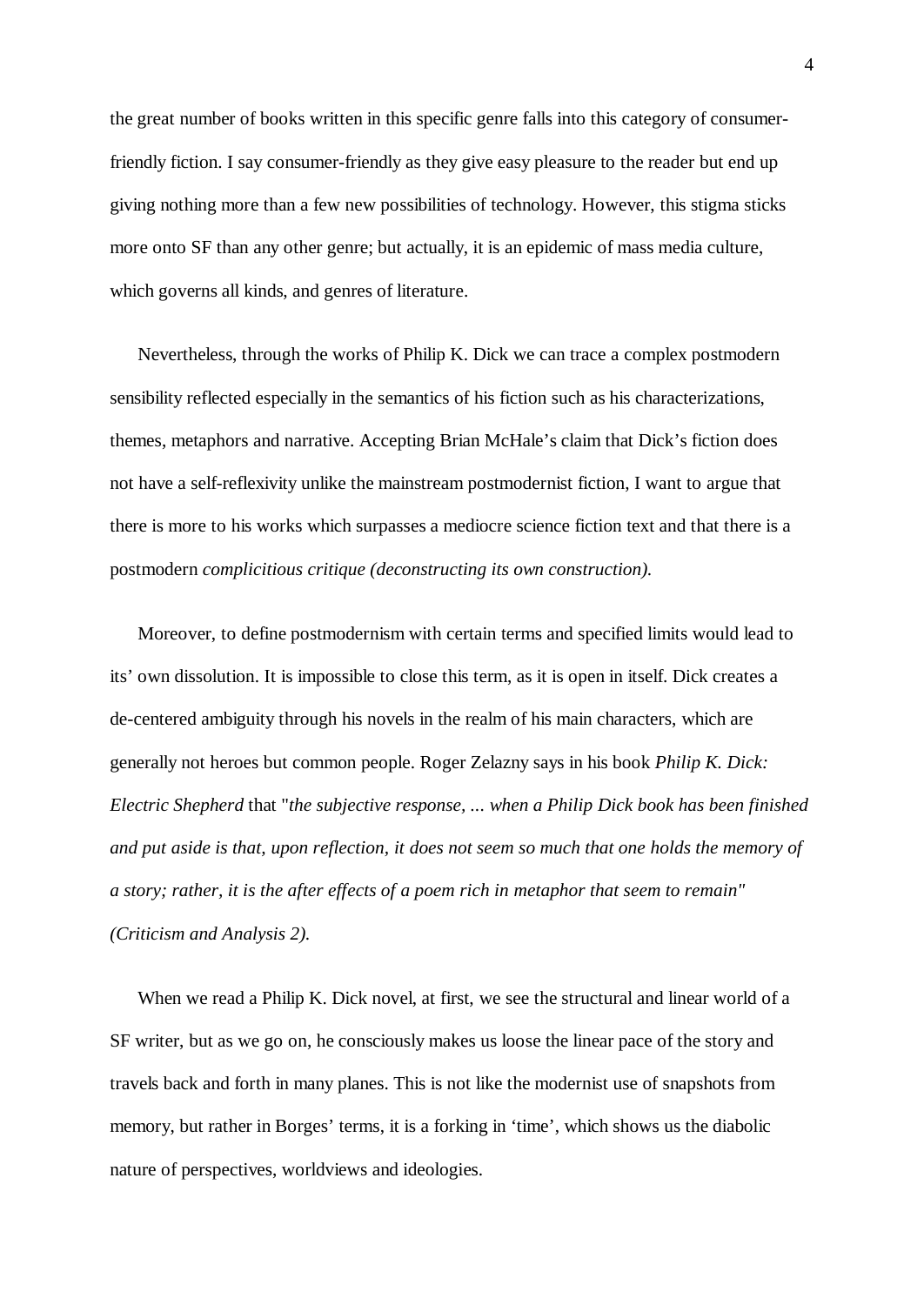the great number of books written in this specific genre falls into this category of consumer-friendly fiction. I say consumer-friendly as they give easy pleasure to the reader but end up giving nothing more than a few new possibilities of technology. However, this stigma sticks more onto SF than any other genre; but actually, it is an epidemic of mass media culture, which governs all kinds, and genres of literature.

Nevertheless, through the works of Philip K. Dick we can trace a complex postmodern sensibility reflected especially in the semantics of his fiction such as his characterizations, themes, metaphors and narrative. Accepting Brian McHale's claim that Dick's fiction does not have a self-reflexivity unlike the mainstream postmodernist fiction, I want to argue that there is more to his works which surpasses a mediocre science fiction text and that there is a postmodern *complicitious critique (deconstructing its own construction).*

Moreover, to define postmodernism with certain terms and specified limits would lead to its' own dissolution. It is impossible to close this term, as it is open in itself. Dick creates a de-centered ambiguity through his novels in the realm of his main characters, which are generally not heroes but common people. Roger Zelazny says in his book *Philip K. Dick: Electric Shepherd* that "*the subjective response, ... when a Philip Dick book has been finished and put aside is that, upon reflection, it does not seem so much that one holds the memory of a story; rather, it is the after effects of a poem rich in metaphor that seem to remain" (Criticism and Analysis 2).*

When we read a Philip K. Dick novel, at first, we see the structural and linear world of a SF writer, but as we go on, he consciously makes us loose the linear pace of the story and travels back and forth in many planes. This is not like the modernist use of snapshots from memory, but rather in Borges' terms, it is a forking in 'time', which shows us the diabolic nature of perspectives, worldviews and ideologies.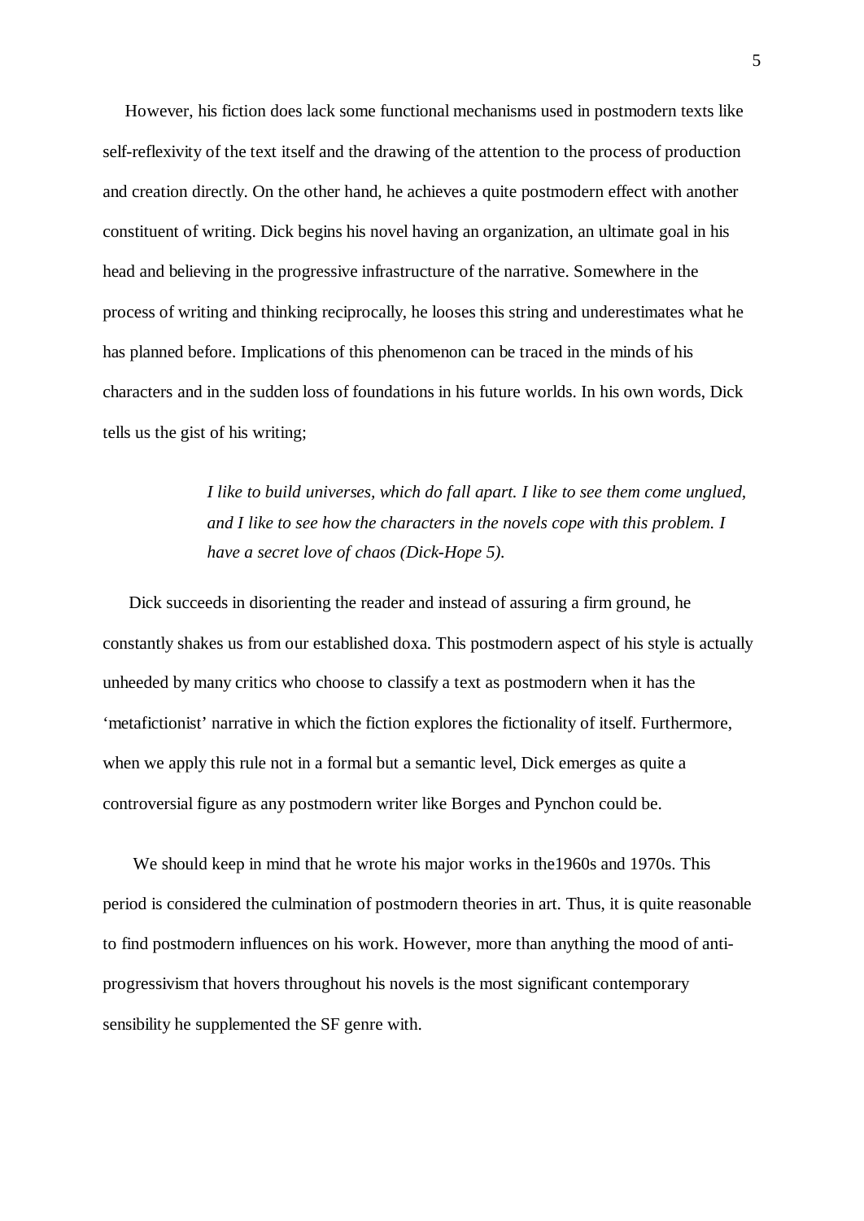However, his fiction does lack some functional mechanisms used in postmodern texts like self-reflexivity of the text itself and the drawing of the attention to the process of production and creation directly. On the other hand, he achieves a quite postmodern effect with another constituent of writing. Dick begins his novel having an organization, an ultimate goal in his head and believing in the progressive infrastructure of the narrative. Somewhere in the process of writing and thinking reciprocally, he looses this string and underestimates what he has planned before. Implications of this phenomenon can be traced in the minds of his characters and in the sudden loss of foundations in his future worlds. In his own words, Dick tells us the gist of his writing;

> *I like to build universes, which do fall apart. I like to see them come unglued, and I like to see how the characters in the novels cope with this problem. I have a secret love of chaos (Dick-Hope 5).*

Dick succeeds in disorienting the reader and instead of assuring a firm ground, he constantly shakes us from our established doxa. This postmodern aspect of his style is actually unheeded by many critics who choose to classify a text as postmodern when it has the 'metafictionist' narrative in which the fiction explores the fictionality of itself. Furthermore, when we apply this rule not in a formal but a semantic level, Dick emerges as quite a controversial figure as any postmodern writer like Borges and Pynchon could be.

We should keep in mind that he wrote his major works in the1960s and 1970s. This period is considered the culmination of postmodern theories in art. Thus, it is quite reasonable to find postmodern influences on his work. However, more than anything the mood of anti-progressivism that hovers throughout his novels is the most significant contemporary sensibility he supplemented the SF genre with.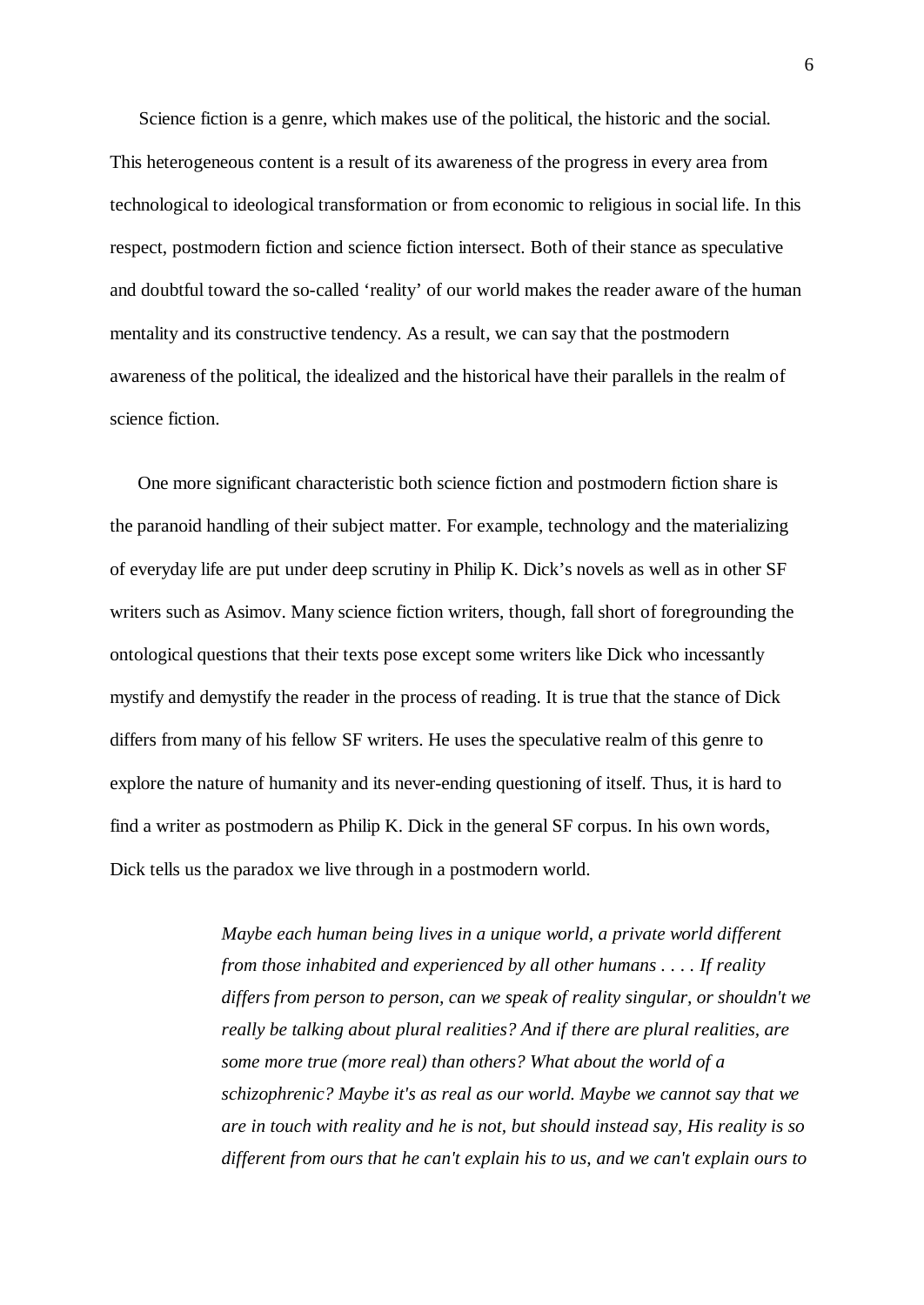Science fiction is a genre, which makes use of the political, the historic and the social. This heterogeneous content is a result of its awareness of the progress in every area from technological to ideological transformation or from economic to religious in social life. In this respect, postmodern fiction and science fiction intersect. Both of their stance as speculative and doubtful toward the so-called 'reality' of our world makes the reader aware of the human mentality and its constructive tendency. As a result, we can say that the postmodern awareness of the political, the idealized and the historical have their parallels in the realm of science fiction.

One more significant characteristic both science fiction and postmodern fiction share is the paranoid handling of their subject matter. For example, technology and the materializing of everyday life are put under deep scrutiny in Philip K. Dick's novels as well as in other SF writers such as Asimov. Many science fiction writers, though, fall short of foregrounding the ontological questions that their texts pose except some writers like Dick who incessantly mystify and demystify the reader in the process of reading. It is true that the stance of Dick differs from many of his fellow SF writers. He uses the speculative realm of this genre to explore the nature of humanity and its never-ending questioning of itself. Thus, it is hard to find a writer as postmodern as Philip K. Dick in the general SF corpus. In his own words, Dick tells us the paradox we live through in a postmodern world.

> *Maybe each human being lives in a unique world, a private world different from those inhabited and experienced by all other humans . . . . If reality differs from person to person, can we speak of reality singular, or shouldn't we really be talking about plural realities? And if there are plural realities, are some more true (more real) than others? What about the world of a schizophrenic? Maybe it's as real as our world. Maybe we cannot say that we are in touch with reality and he is not, but should instead say, His reality is so different from ours that he can't explain his to us, and we can't explain ours to*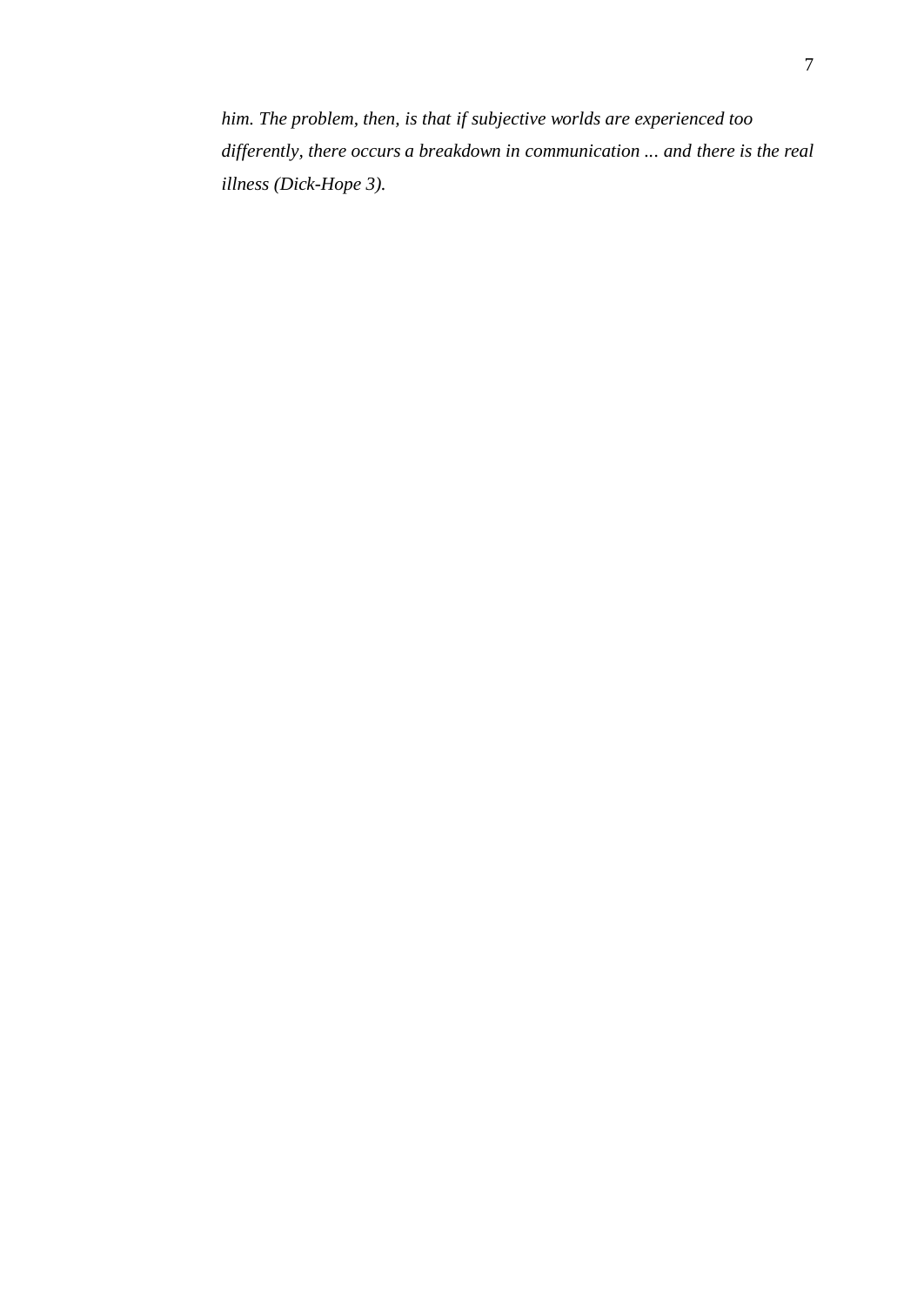*him. The problem, then, is that if subjective worlds are experienced too differently, there occurs a breakdown in communication ... and there is the real illness (Dick-Hope 3).*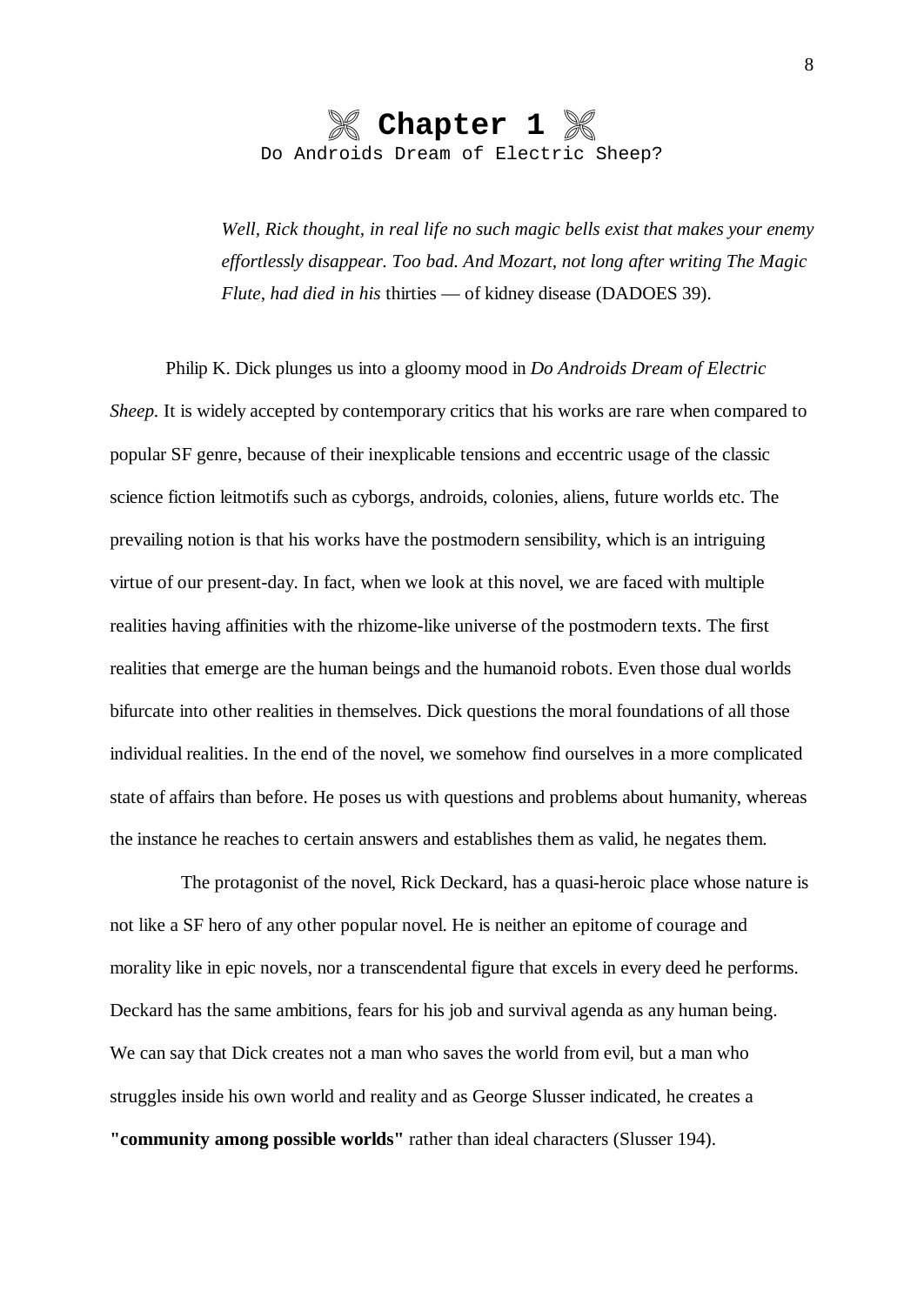# Chapter 1

Do Androids Dream of Electric Sheep?

> *Well, Rick thought, in real life no such magic bells exist that makes your enemy effortlessly disappear. Too bad. And Mozart, not long after writing The Magic Flute, had died in his* thirties — of kidney disease (DADOES 39).

Philip K. Dick plunges us into a gloomy mood in *Do Androids Dream of Electric Sheep.* It is widely accepted by contemporary critics that his works are rare when compared to popular SF genre, because of their inexplicable tensions and eccentric usage of the classic science fiction leitmotifs such as cyborgs, androids, colonies, aliens, future worlds etc. The prevailing notion is that his works have the postmodern sensibility, which is an intriguing virtue of our present-day. In fact, when we look at this novel, we are faced with multiple realities having affinities with the rhizome-like universe of the postmodern texts. The first realities that emerge are the human beings and the humanoid robots. Even those dual worlds bifurcate into other realities in themselves. Dick questions the moral foundations of all those individual realities. In the end of the novel, we somehow find ourselves in a more complicated state of affairs than before. He poses us with questions and problems about humanity, whereas the instance he reaches to certain answers and establishes them as valid, he negates them.

The protagonist of the novel, Rick Deckard, has a quasi-heroic place whose nature is not like a SF hero of any other popular novel. He is neither an epitome of courage and morality like in epic novels, nor a transcendental figure that excels in every deed he performs. Deckard has the same ambitions, fears for his job and survival agenda as any human being. We can say that Dick creates not a man who saves the world from evil, but a man who struggles inside his own world and reality and as George Slusser indicated, he creates a **"community among possible worlds"** rather than ideal characters (Slusser 194).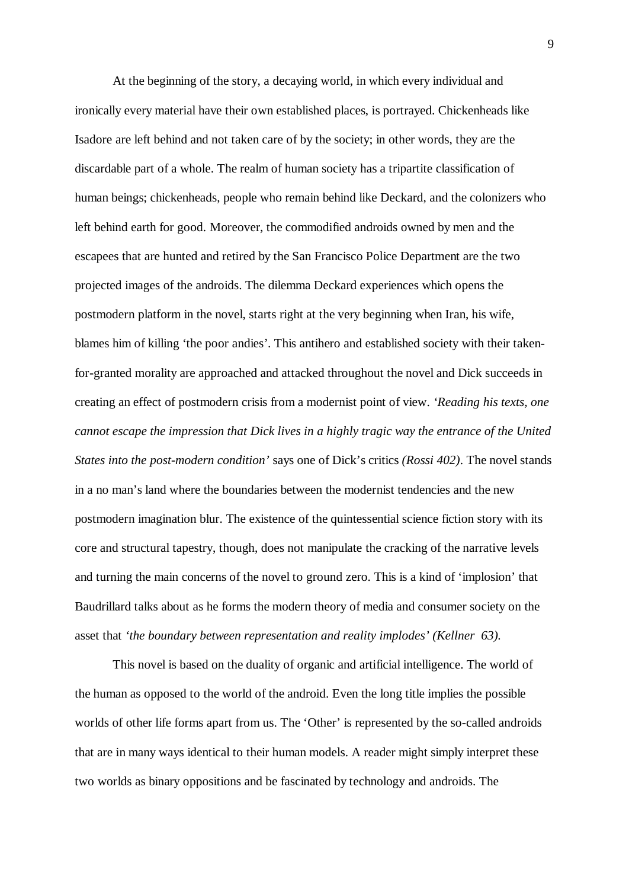At the beginning of the story, a decaying world, in which every individual and ironically every material have their own established places, is portrayed. Chickenheads like Isadore are left behind and not taken care of by the society; in other words, they are the discardable part of a whole. The realm of human society has a tripartite classification of human beings; chickenheads, people who remain behind like Deckard, and the colonizers who left behind earth for good. Moreover, the commodified androids owned by men and the escapees that are hunted and retired by the San Francisco Police Department are the two projected images of the androids. The dilemma Deckard experiences which opens the postmodern platform in the novel, starts right at the very beginning when Iran, his wife, blames him of killing 'the poor andies'. This antihero and established society with their taken-for-granted morality are approached and attacked throughout the novel and Dick succeeds in creating an effect of postmodern crisis from a modernist point of view. *'Reading his texts, one cannot escape the impression that Dick lives in a highly tragic way the entrance of the United States into the post-modern condition'* says one of Dick's critics *(Rossi 402)*. The novel stands in a no man's land where the boundaries between the modernist tendencies and the new postmodern imagination blur. The existence of the quintessential science fiction story with its core and structural tapestry, though, does not manipulate the cracking of the narrative levels and turning the main concerns of the novel to ground zero. This is a kind of 'implosion' that Baudrillard talks about as he forms the modern theory of media and consumer society on the asset that *'the boundary between representation and reality implodes' (Kellner 63).*

This novel is based on the duality of organic and artificial intelligence. The world of the human as opposed to the world of the android. Even the long title implies the possible worlds of other life forms apart from us. The 'Other' is represented by the so-called androids that are in many ways identical to their human models. A reader might simply interpret these two worlds as binary oppositions and be fascinated by technology and androids. The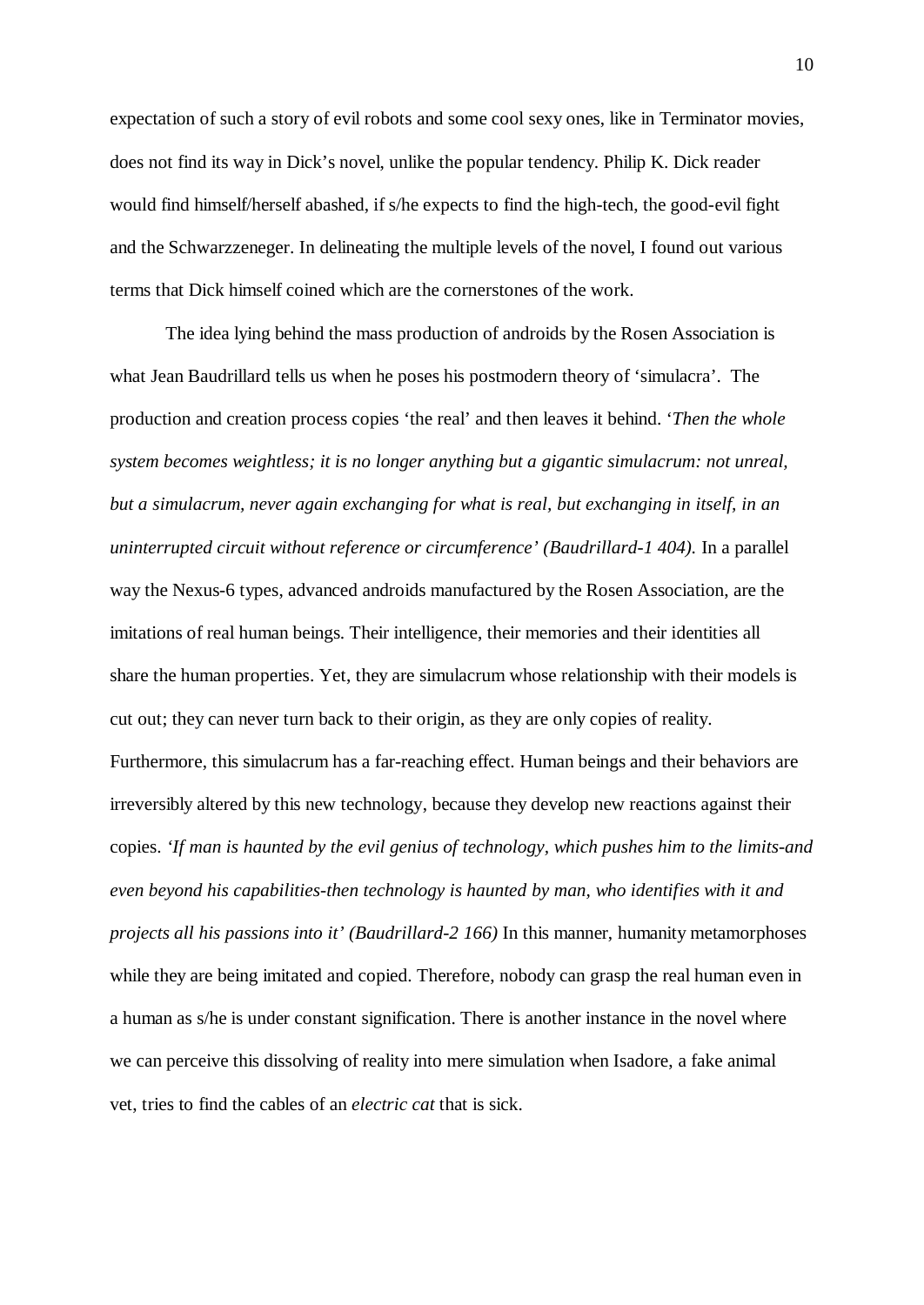expectation of such a story of evil robots and some cool sexy ones, like in Terminator movies, does not find its way in Dick's novel, unlike the popular tendency. Philip K. Dick reader would find himself/herself abashed, if s/he expects to find the high-tech, the good-evil fight and the Schwarzzeneger. In delineating the multiple levels of the novel, I found out various terms that Dick himself coined which are the cornerstones of the work.

The idea lying behind the mass production of androids by the Rosen Association is what Jean Baudrillard tells us when he poses his postmodern theory of 'simulacra'. The production and creation process copies 'the real' and then leaves it behind. '*Then the whole system becomes weightless; it is no longer anything but a gigantic simulacrum: not unreal, but a simulacrum, never again exchanging for what is real, but exchanging in itself, in an uninterrupted circuit without reference or circumference' (Baudrillard-1 404).* In a parallel way the Nexus-6 types, advanced androids manufactured by the Rosen Association, are the imitations of real human beings. Their intelligence, their memories and their identities all share the human properties. Yet, they are simulacrum whose relationship with their models is cut out; they can never turn back to their origin, as they are only copies of reality. Furthermore, this simulacrum has a far-reaching effect. Human beings and their behaviors are irreversibly altered by this new technology, because they develop new reactions against their copies. *'If man is haunted by the evil genius of technology, which pushes him to the limits-and even beyond his capabilities-then technology is haunted by man, who identifies with it and projects all his passions into it' (Baudrillard-2 166)* In this manner, humanity metamorphoses while they are being imitated and copied. Therefore, nobody can grasp the real human even in a human as s/he is under constant signification. There is another instance in the novel where we can perceive this dissolving of reality into mere simulation when Isadore, a fake animal vet, tries to find the cables of an *electric cat* that is sick.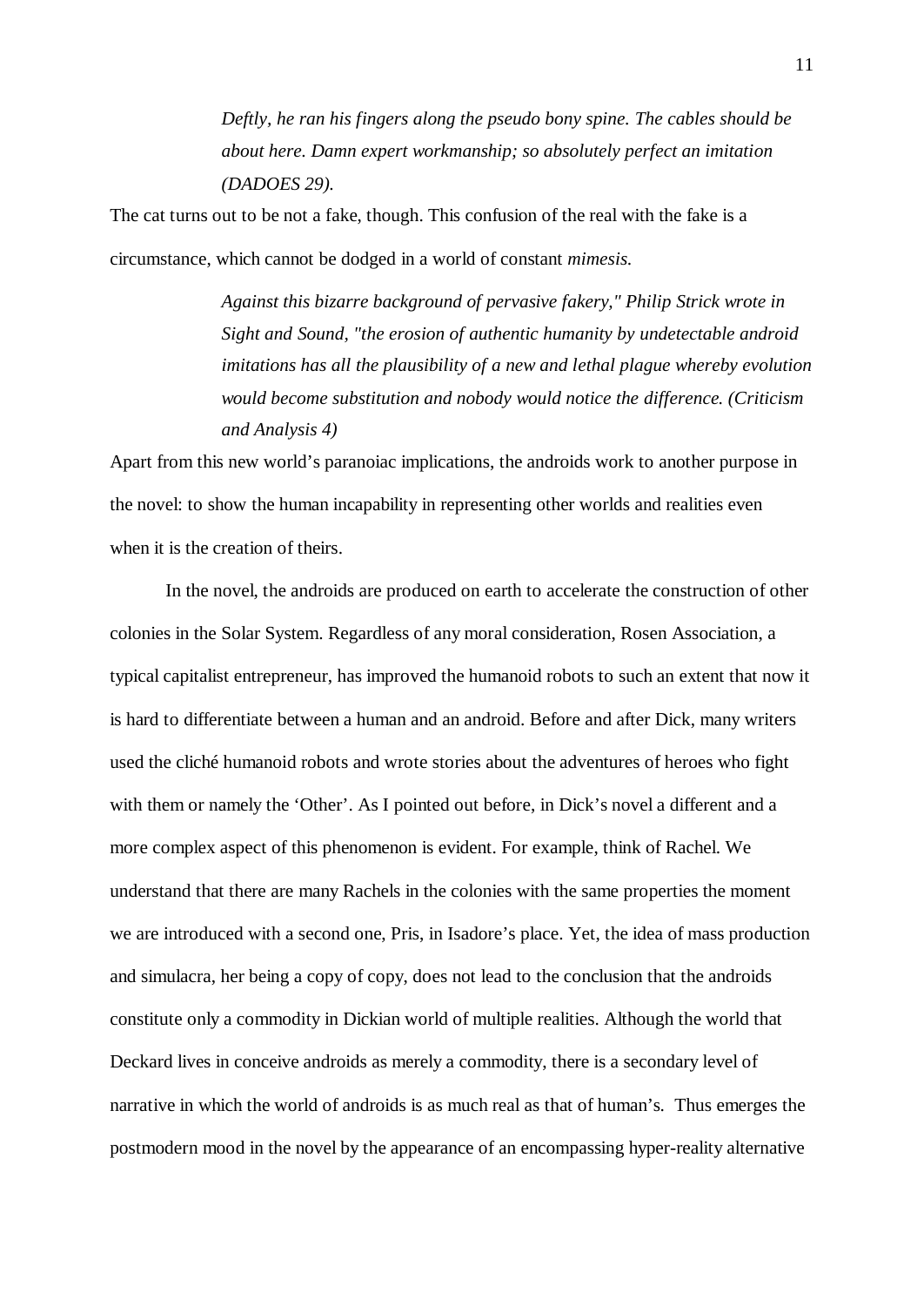> *Deftly, he ran his fingers along the pseudo bony spine. The cables should be about here. Damn expert workmanship; so absolutely perfect an imitation (DADOES 29).*

The cat turns out to be not a fake, though. This confusion of the real with the fake is a circumstance, which cannot be dodged in a world of constant *mimesis.*

> *Against this bizarre background of pervasive fakery," Philip Strick wrote in Sight and Sound, "the erosion of authentic humanity by undetectable android imitations has all the plausibility of a new and lethal plague whereby evolution would become substitution and nobody would notice the difference. (Criticism and Analysis 4)*

Apart from this new world's paranoiac implications, the androids work to another purpose in the novel: to show the human incapability in representing other worlds and realities even when it is the creation of theirs.

In the novel, the androids are produced on earth to accelerate the construction of other colonies in the Solar System. Regardless of any moral consideration, Rosen Association, a typical capitalist entrepreneur, has improved the humanoid robots to such an extent that now it is hard to differentiate between a human and an android. Before and after Dick, many writers used the cliché humanoid robots and wrote stories about the adventures of heroes who fight with them or namely the 'Other'. As I pointed out before, in Dick's novel a different and a more complex aspect of this phenomenon is evident. For example, think of Rachel. We understand that there are many Rachels in the colonies with the same properties the moment we are introduced with a second one, Pris, in Isadore's place. Yet, the idea of mass production and simulacra, her being a copy of copy, does not lead to the conclusion that the androids constitute only a commodity in Dickian world of multiple realities. Although the world that Deckard lives in conceive androids as merely a commodity, there is a secondary level of narrative in which the world of androids is as much real as that of human's. Thus emerges the postmodern mood in the novel by the appearance of an encompassing hyper-reality alternative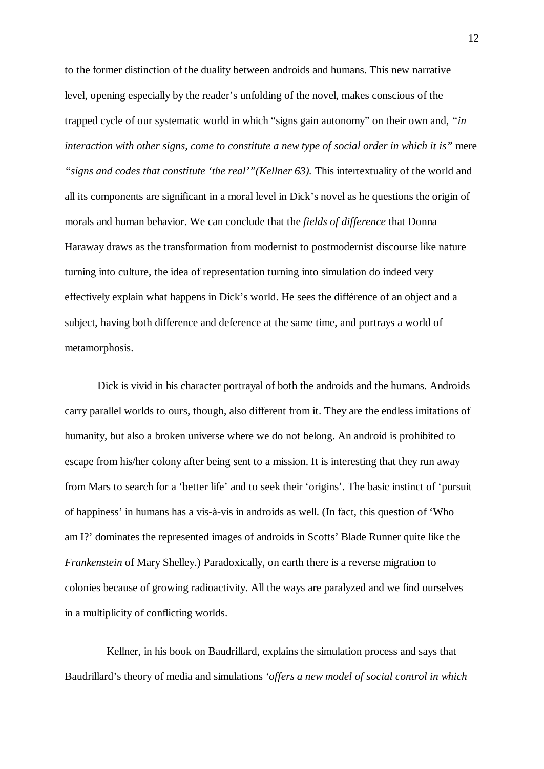to the former distinction of the duality between androids and humans. This new narrative level, opening especially by the reader's unfolding of the novel, makes conscious of the trapped cycle of our systematic world in which "signs gain autonomy" on their own and, *"in interaction with other signs, come to constitute a new type of social order in which it is"* mere *"signs and codes that constitute 'the real'"(Kellner 63).* This intertextuality of the world and all its components are significant in a moral level in Dick's novel as he questions the origin of morals and human behavior. We can conclude that the *fields of difference* that Donna Haraway draws as the transformation from modernist to postmodernist discourse like nature turning into culture, the idea of representation turning into simulation do indeed very effectively explain what happens in Dick's world. He sees the différence of an object and a subject, having both difference and deference at the same time, and portrays a world of metamorphosis.

Dick is vivid in his character portrayal of both the androids and the humans. Androids carry parallel worlds to ours, though, also different from it. They are the endless imitations of humanity, but also a broken universe where we do not belong. An android is prohibited to escape from his/her colony after being sent to a mission. It is interesting that they run away from Mars to search for a 'better life' and to seek their 'origins'. The basic instinct of 'pursuit of happiness' in humans has a vis-à-vis in androids as well. (In fact, this question of 'Who am I?' dominates the represented images of androids in Scotts' Blade Runner quite like the *Frankenstein* of Mary Shelley.) Paradoxically, on earth there is a reverse migration to colonies because of growing radioactivity. All the ways are paralyzed and we find ourselves in a multiplicity of conflicting worlds.

Kellner, in his book on Baudrillard, explains the simulation process and says that Baudrillard's theory of media and simulations '*offers a new model of social control in which*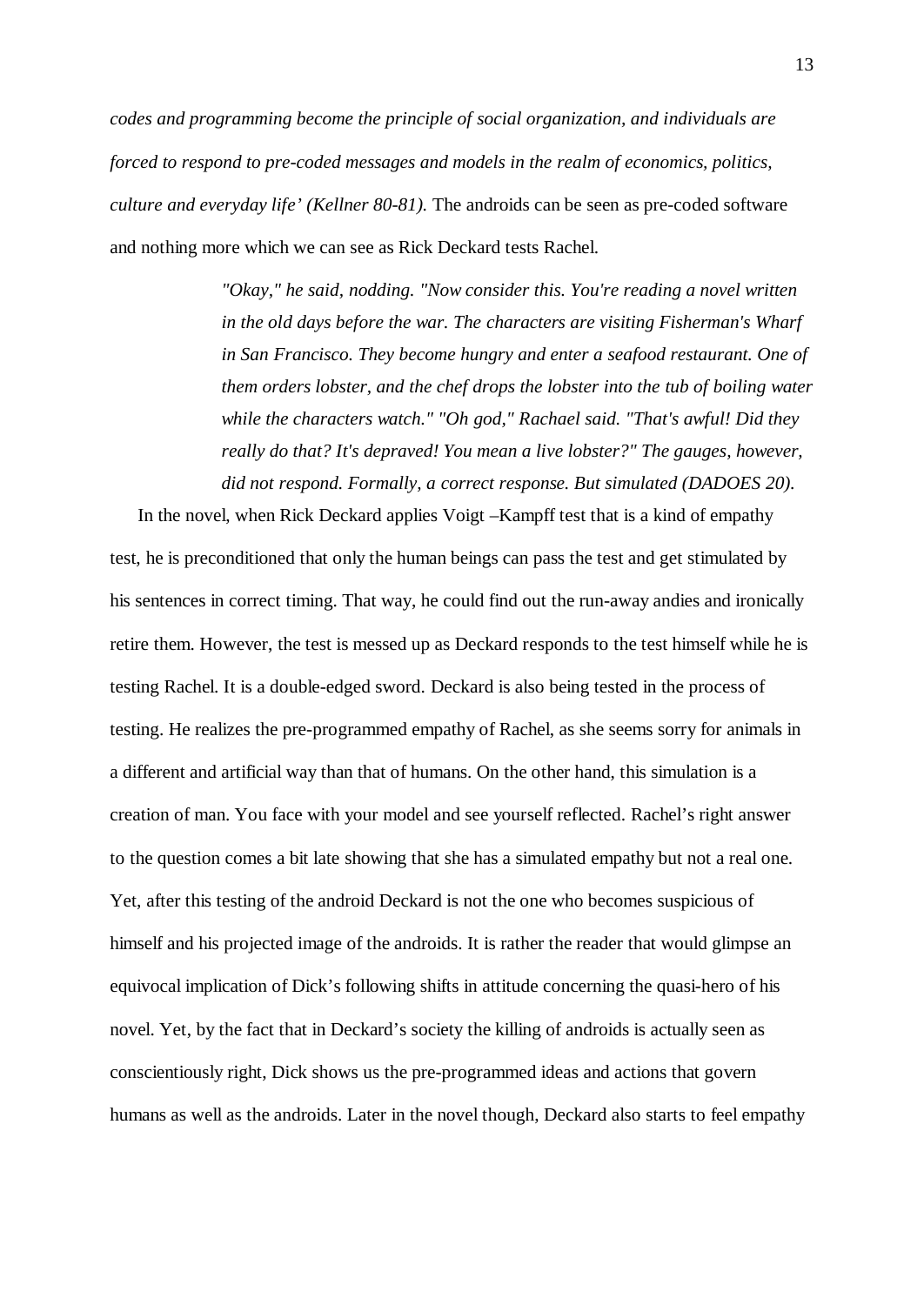*codes and programming become the principle of social organization, and individuals are forced to respond to pre-coded messages and models in the realm of economics, politics, culture and everyday life' (Kellner 80-81).* The androids can be seen as pre-coded software and nothing more which we can see as Rick Deckard tests Rachel.

> *"Okay," he said, nodding. "Now consider this. You're reading a novel written in the old days before the war. The characters are visiting Fisherman's Wharf in San Francisco. They become hungry and enter a seafood restaurant. One of them orders lobster, and the chef drops the lobster into the tub of boiling water while the characters watch." "Oh god," Rachael said. "That's awful! Did they really do that? It's depraved! You mean a live lobster?" The gauges, however, did not respond. Formally, a correct response. But simulated (DADOES 20).*

In the novel, when Rick Deckard applies Voigt –Kampff test that is a kind of empathy test, he is preconditioned that only the human beings can pass the test and get stimulated by his sentences in correct timing. That way, he could find out the run-away andies and ironically retire them. However, the test is messed up as Deckard responds to the test himself while he is testing Rachel. It is a double-edged sword. Deckard is also being tested in the process of testing. He realizes the pre-programmed empathy of Rachel, as she seems sorry for animals in a different and artificial way than that of humans. On the other hand, this simulation is a creation of man. You face with your model and see yourself reflected. Rachel's right answer to the question comes a bit late showing that she has a simulated empathy but not a real one. Yet, after this testing of the android Deckard is not the one who becomes suspicious of himself and his projected image of the androids. It is rather the reader that would glimpse an equivocal implication of Dick's following shifts in attitude concerning the quasi-hero of his novel. Yet, by the fact that in Deckard's society the killing of androids is actually seen as conscientiously right, Dick shows us the pre-programmed ideas and actions that govern humans as well as the androids. Later in the novel though, Deckard also starts to feel empathy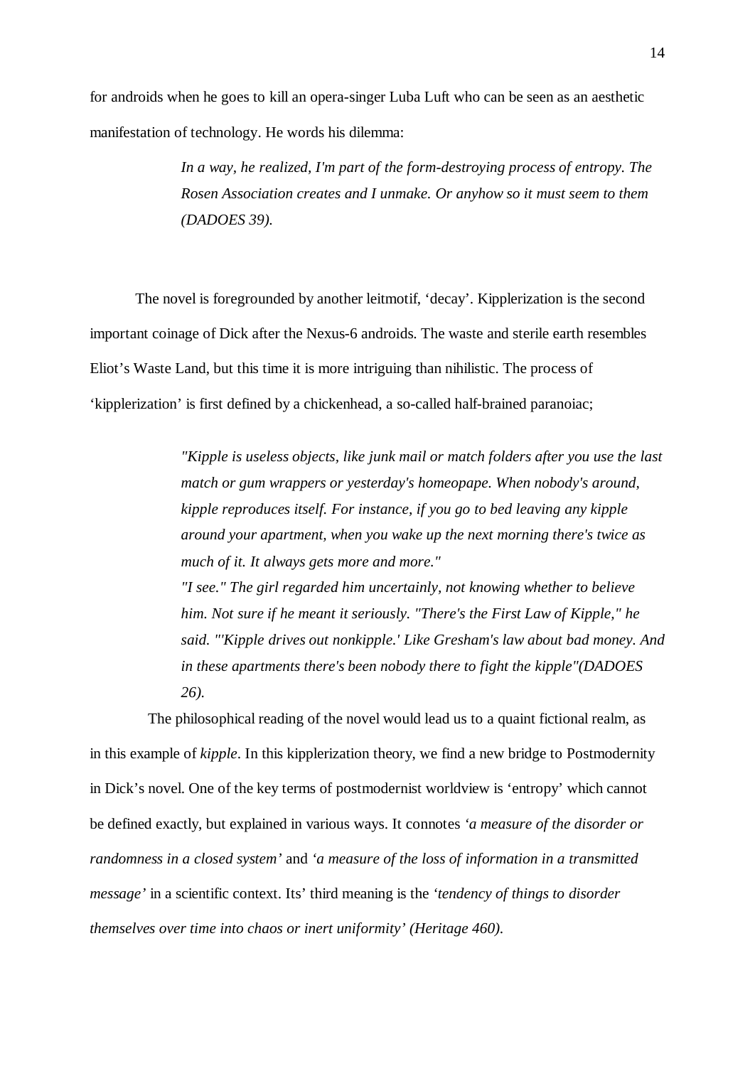for androids when he goes to kill an opera-singer Luba Luft who can be seen as an aesthetic manifestation of technology. He words his dilemma:

> *In a way, he realized, I'm part of the form-destroying process of entropy. The Rosen Association creates and I unmake. Or anyhow so it must seem to them (DADOES 39).*

The novel is foregrounded by another leitmotif, 'decay'. Kipplerization is the second important coinage of Dick after the Nexus-6 androids. The waste and sterile earth resembles Eliot's Waste Land, but this time it is more intriguing than nihilistic. The process of 'kipplerization' is first defined by a chickenhead, a so-called half-brained paranoiac;

> *"Kipple is useless objects, like junk mail or match folders after you use the last match or gum wrappers or yesterday's homeopape. When nobody's around, kipple reproduces itself. For instance, if you go to bed leaving any kipple around your apartment, when you wake up the next morning there's twice as much of it. It always gets more and more."*
> *"I see." The girl regarded him uncertainly, not knowing whether to believe him. Not sure if he meant it seriously. "There's the First Law of Kipple," he said. "'Kipple drives out nonkipple.' Like Gresham's law about bad money. And in these apartments there's been nobody there to fight the kipple"(DADOES 26).*

The philosophical reading of the novel would lead us to a quaint fictional realm, as in this example of *kipple*. In this kipplerization theory, we find a new bridge to Postmodernity in Dick's novel. One of the key terms of postmodernist worldview is 'entropy' which cannot be defined exactly, but explained in various ways. It connotes *'a measure of the disorder or randomness in a closed system'* and *'a measure of the loss of information in a transmitted message'* in a scientific context. Its' third meaning is the *'tendency of things to disorder themselves over time into chaos or inert uniformity' (Heritage 460).*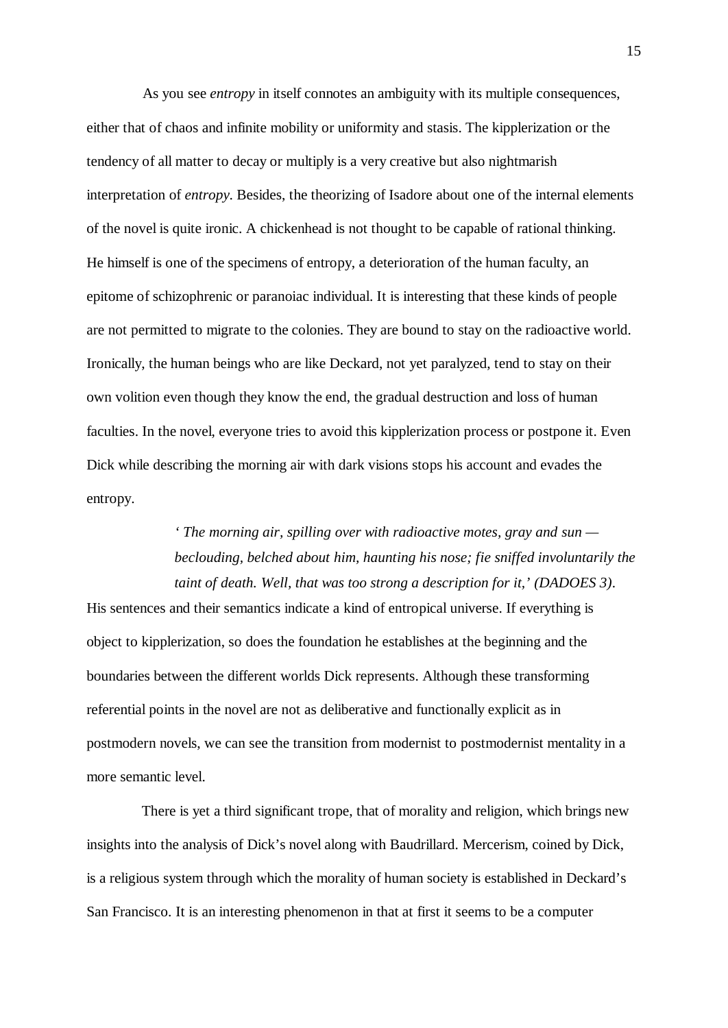As you see *entropy* in itself connotes an ambiguity with its multiple consequences, either that of chaos and infinite mobility or uniformity and stasis. The kipplerization or the tendency of all matter to decay or multiply is a very creative but also nightmarish interpretation of *entropy*. Besides, the theorizing of Isadore about one of the internal elements of the novel is quite ironic. A chickenhead is not thought to be capable of rational thinking. He himself is one of the specimens of entropy, a deterioration of the human faculty, an epitome of schizophrenic or paranoiac individual. It is interesting that these kinds of people are not permitted to migrate to the colonies. They are bound to stay on the radioactive world. Ironically, the human beings who are like Deckard, not yet paralyzed, tend to stay on their own volition even though they know the end, the gradual destruction and loss of human faculties. In the novel, everyone tries to avoid this kipplerization process or postpone it. Even Dick while describing the morning air with dark visions stops his account and evades the entropy.

> *' The morning air, spilling over with radioactive motes, gray and sun — beclouding, belched about him, haunting his nose; fie sniffed involuntarily the taint of death. Well, that was too strong a description for it,' (DADOES 3).*

His sentences and their semantics indicate a kind of entropical universe. If everything is object to kipplerization, so does the foundation he establishes at the beginning and the boundaries between the different worlds Dick represents. Although these transforming referential points in the novel are not as deliberative and functionally explicit as in postmodern novels, we can see the transition from modernist to postmodernist mentality in a more semantic level.

There is yet a third significant trope, that of morality and religion, which brings new insights into the analysis of Dick's novel along with Baudrillard. Mercerism, coined by Dick, is a religious system through which the morality of human society is established in Deckard's San Francisco. It is an interesting phenomenon in that at first it seems to be a computer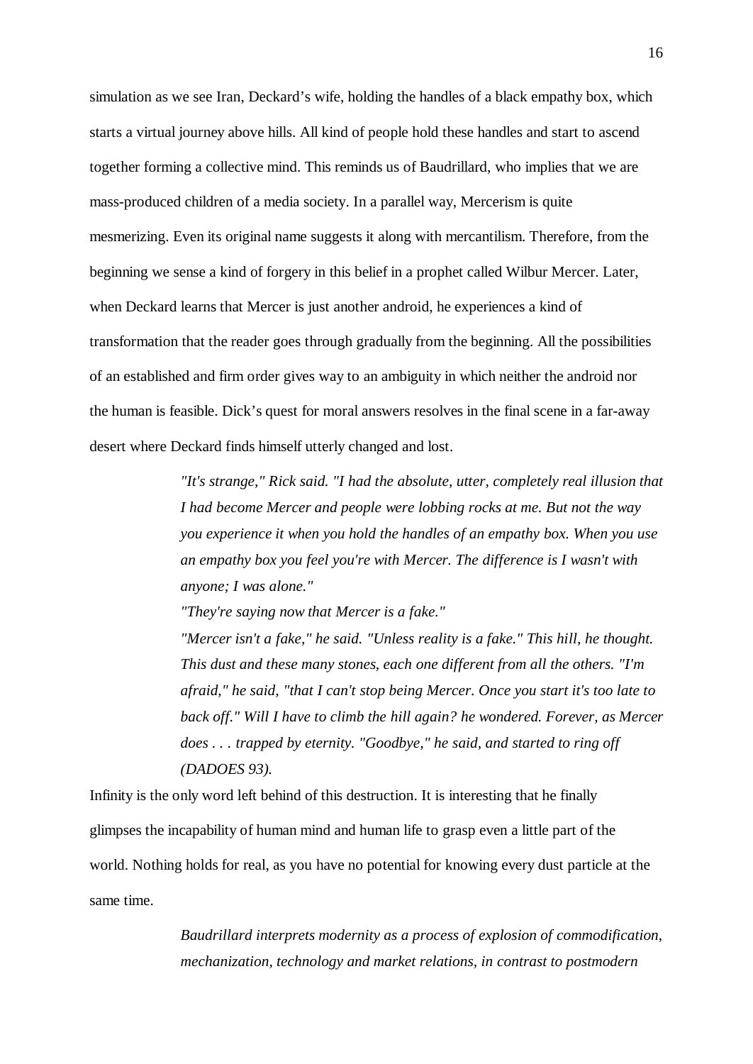simulation as we see Iran, Deckard's wife, holding the handles of a black empathy box, which starts a virtual journey above hills. All kind of people hold these handles and start to ascend together forming a collective mind. This reminds us of Baudrillard, who implies that we are mass-produced children of a media society. In a parallel way, Mercerism is quite mesmerizing. Even its original name suggests it along with mercantilism. Therefore, from the beginning we sense a kind of forgery in this belief in a prophet called Wilbur Mercer. Later, when Deckard learns that Mercer is just another android, he experiences a kind of transformation that the reader goes through gradually from the beginning. All the possibilities of an established and firm order gives way to an ambiguity in which neither the android nor the human is feasible. Dick's quest for moral answers resolves in the final scene in a far-away desert where Deckard finds himself utterly changed and lost.

> *"It's strange," Rick said. "I had the absolute, utter, completely real illusion that I had become Mercer and people were lobbing rocks at me. But not the way you experience it when you hold the handles of an empathy box. When you use an empathy box you feel you're with Mercer. The difference is I wasn't with anyone; I was alone."*
> *"They're saying now that Mercer is a fake."*
> *"Mercer isn't a fake," he said. "Unless reality is a fake." This hill, he thought. This dust and these many stones, each one different from all the others. "I'm afraid," he said, "that I can't stop being Mercer. Once you start it's too late to back off." Will I have to climb the hill again? he wondered. Forever, as Mercer does . . . trapped by eternity. "Goodbye," he said, and started to ring off (DADOES 93).*

Infinity is the only word left behind of this destruction. It is interesting that he finally glimpses the incapability of human mind and human life to grasp even a little part of the world. Nothing holds for real, as you have no potential for knowing every dust particle at the same time.

> *Baudrillard interprets modernity as a process of explosion of commodification, mechanization, technology and market relations, in contrast to postmodern*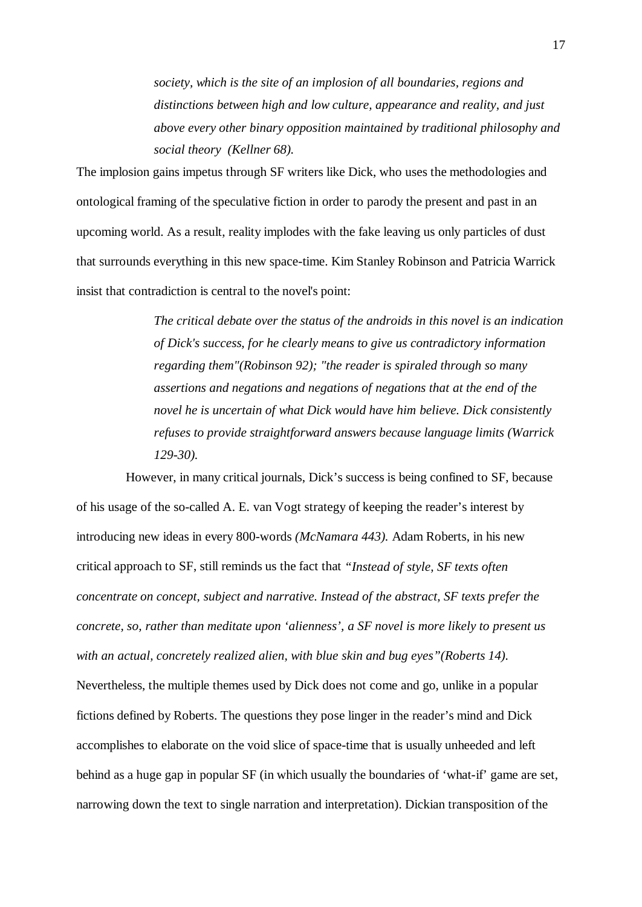> *society, which is the site of an implosion of all boundaries, regions and distinctions between high and low culture, appearance and reality, and just above every other binary opposition maintained by traditional philosophy and social theory (Kellner 68).*

The implosion gains impetus through SF writers like Dick, who uses the methodologies and ontological framing of the speculative fiction in order to parody the present and past in an upcoming world. As a result, reality implodes with the fake leaving us only particles of dust that surrounds everything in this new space-time. Kim Stanley Robinson and Patricia Warrick insist that contradiction is central to the novel's point:

> *The critical debate over the status of the androids in this novel is an indication of Dick's success, for he clearly means to give us contradictory information regarding them"(Robinson 92); "the reader is spiraled through so many assertions and negations and negations of negations that at the end of the novel he is uncertain of what Dick would have him believe. Dick consistently refuses to provide straightforward answers because language limits (Warrick 129-30).*

However, in many critical journals, Dick's success is being confined to SF, because of his usage of the so-called A. E. van Vogt strategy of keeping the reader's interest by introducing new ideas in every 800-words *(McNamara 443).* Adam Roberts, in his new critical approach to SF, still reminds us the fact that *"Instead of style, SF texts often concentrate on concept, subject and narrative. Instead of the abstract, SF texts prefer the concrete, so, rather than meditate upon 'alienness', a SF novel is more likely to present us with an actual, concretely realized alien, with blue skin and bug eyes"(Roberts 14).* Nevertheless, the multiple themes used by Dick does not come and go, unlike in a popular fictions defined by Roberts. The questions they pose linger in the reader's mind and Dick accomplishes to elaborate on the void slice of space-time that is usually unheeded and left behind as a huge gap in popular SF (in which usually the boundaries of 'what-if' game are set, narrowing down the text to single narration and interpretation). Dickian transposition of the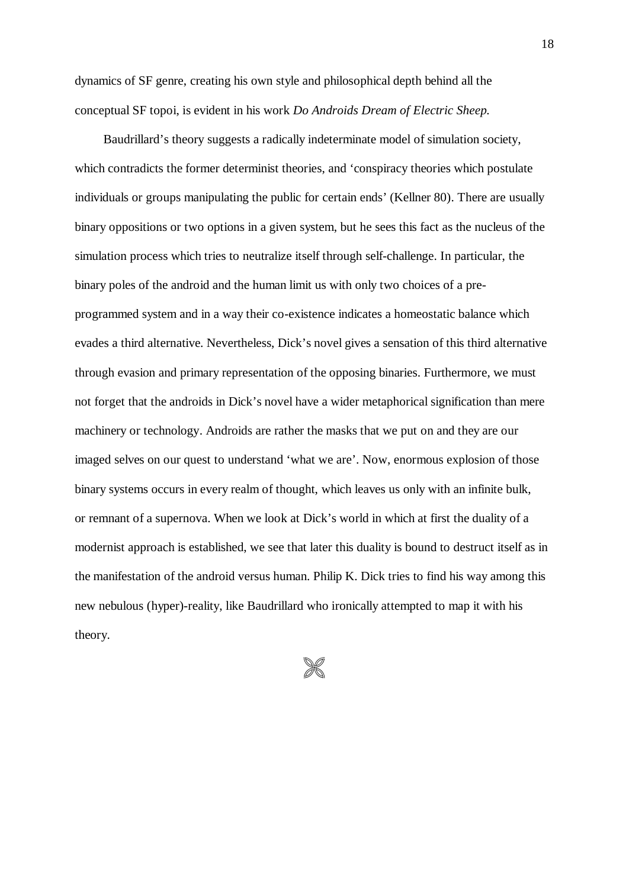dynamics of SF genre, creating his own style and philosophical depth behind all the conceptual SF topoi, is evident in his work *Do Androids Dream of Electric Sheep.*

Baudrillard's theory suggests a radically indeterminate model of simulation society, which contradicts the former determinist theories, and 'conspiracy theories which postulate individuals or groups manipulating the public for certain ends' (Kellner 80). There are usually binary oppositions or two options in a given system, but he sees this fact as the nucleus of the simulation process which tries to neutralize itself through self-challenge. In particular, the binary poles of the android and the human limit us with only two choices of a pre-programmed system and in a way their co-existence indicates a homeostatic balance which evades a third alternative. Nevertheless, Dick's novel gives a sensation of this third alternative through evasion and primary representation of the opposing binaries. Furthermore, we must not forget that the androids in Dick's novel have a wider metaphorical signification than mere machinery or technology. Androids are rather the masks that we put on and they are our imaged selves on our quest to understand 'what we are'. Now, enormous explosion of those binary systems occurs in every realm of thought, which leaves us only with an infinite bulk, or remnant of a supernova. When we look at Dick's world in which at first the duality of a modernist approach is established, we see that later this duality is bound to destruct itself as in the manifestation of the android versus human. Philip K. Dick tries to find his way among this new nebulous (hyper)-reality, like Baudrillard who ironically attempted to map it with his theory.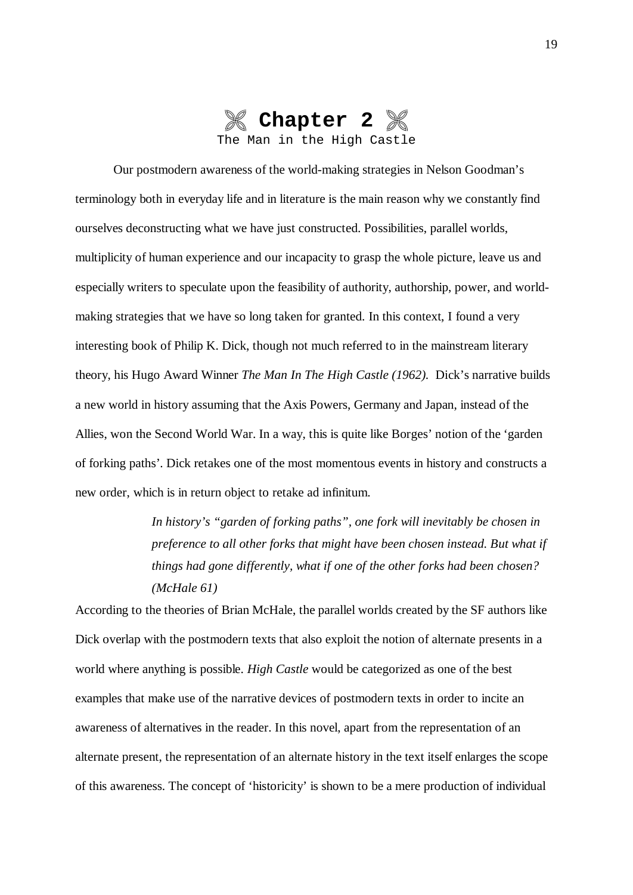# Chapter 2

## The Man in the High Castle

Our postmodern awareness of the world-making strategies in Nelson Goodman's terminology both in everyday life and in literature is the main reason why we constantly find ourselves deconstructing what we have just constructed. Possibilities, parallel worlds, multiplicity of human experience and our incapacity to grasp the whole picture, leave us and especially writers to speculate upon the feasibility of authority, authorship, power, and world-making strategies that we have so long taken for granted. In this context, I found a very interesting book of Philip K. Dick, though not much referred to in the mainstream literary theory, his Hugo Award Winner *The Man In The High Castle (1962).* Dick's narrative builds a new world in history assuming that the Axis Powers, Germany and Japan, instead of the Allies, won the Second World War. In a way, this is quite like Borges' notion of the 'garden of forking paths'. Dick retakes one of the most momentous events in history and constructs a new order, which is in return object to retake ad infinitum.

> *In history's "garden of forking paths", one fork will inevitably be chosen in preference to all other forks that might have been chosen instead. But what if things had gone differently, what if one of the other forks had been chosen? (McHale 61)*

According to the theories of Brian McHale, the parallel worlds created by the SF authors like Dick overlap with the postmodern texts that also exploit the notion of alternate presents in a world where anything is possible. *High Castle* would be categorized as one of the best examples that make use of the narrative devices of postmodern texts in order to incite an awareness of alternatives in the reader. In this novel, apart from the representation of an alternate present, the representation of an alternate history in the text itself enlarges the scope of this awareness. The concept of 'historicity' is shown to be a mere production of individual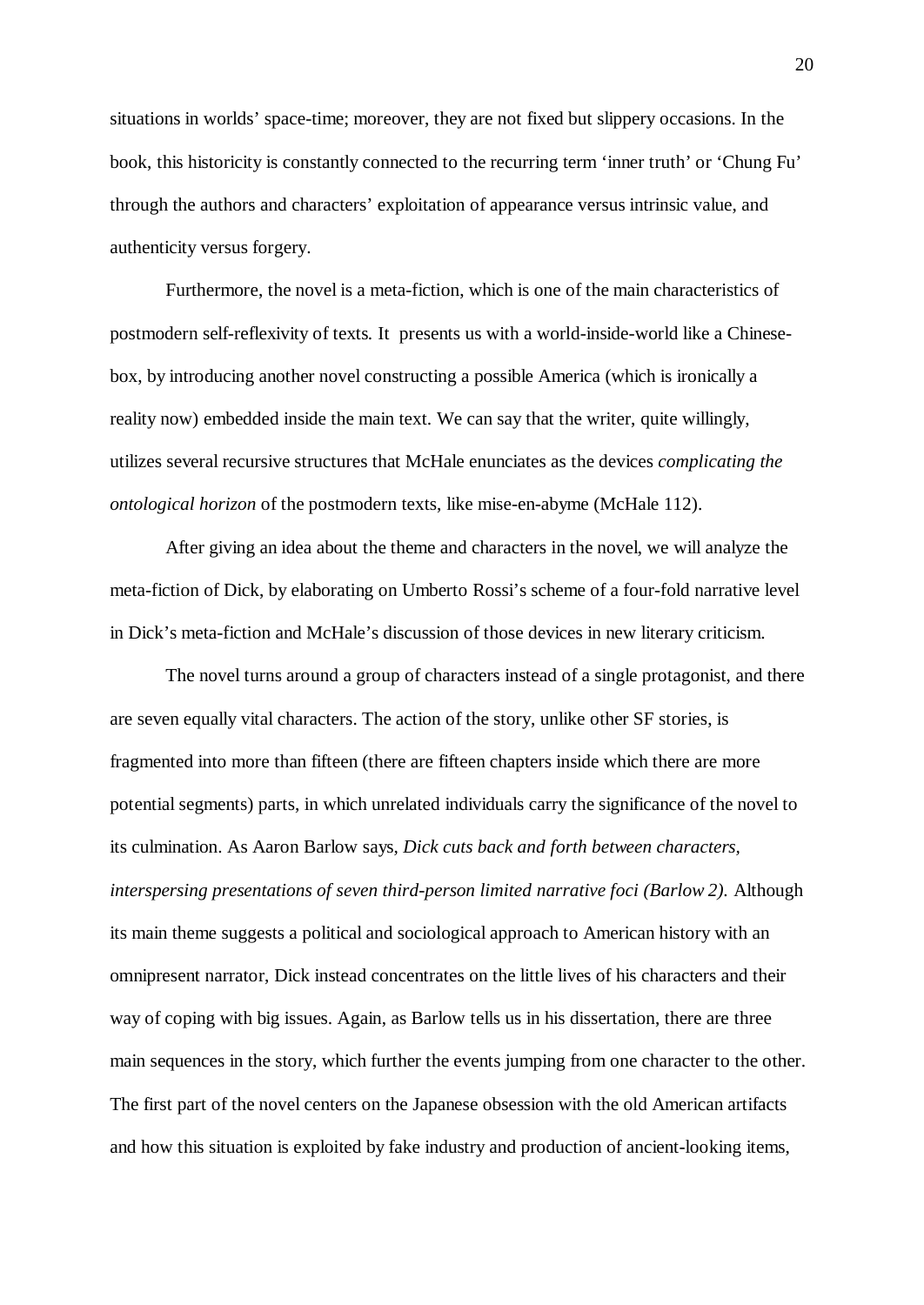situations in worlds' space-time; moreover, they are not fixed but slippery occasions. In the book, this historicity is constantly connected to the recurring term 'inner truth' or 'Chung Fu' through the authors and characters' exploitation of appearance versus intrinsic value, and authenticity versus forgery.

Furthermore, the novel is a meta-fiction, which is one of the main characteristics of postmodern self-reflexivity of texts. It presents us with a world-inside-world like a Chinese-box, by introducing another novel constructing a possible America (which is ironically a reality now) embedded inside the main text. We can say that the writer, quite willingly, utilizes several recursive structures that McHale enunciates as the devices *complicating the ontological horizon* of the postmodern texts, like mise-en-abyme (McHale 112).

After giving an idea about the theme and characters in the novel, we will analyze the meta-fiction of Dick, by elaborating on Umberto Rossi's scheme of a four-fold narrative level in Dick's meta-fiction and McHale's discussion of those devices in new literary criticism.

The novel turns around a group of characters instead of a single protagonist, and there are seven equally vital characters. The action of the story, unlike other SF stories, is fragmented into more than fifteen (there are fifteen chapters inside which there are more potential segments) parts, in which unrelated individuals carry the significance of the novel to its culmination. As Aaron Barlow says, *Dick cuts back and forth between characters, interspersing presentations of seven third-person limited narrative foci (Barlow 2).* Although its main theme suggests a political and sociological approach to American history with an omnipresent narrator, Dick instead concentrates on the little lives of his characters and their way of coping with big issues. Again, as Barlow tells us in his dissertation, there are three main sequences in the story, which further the events jumping from one character to the other. The first part of the novel centers on the Japanese obsession with the old American artifacts and how this situation is exploited by fake industry and production of ancient-looking items,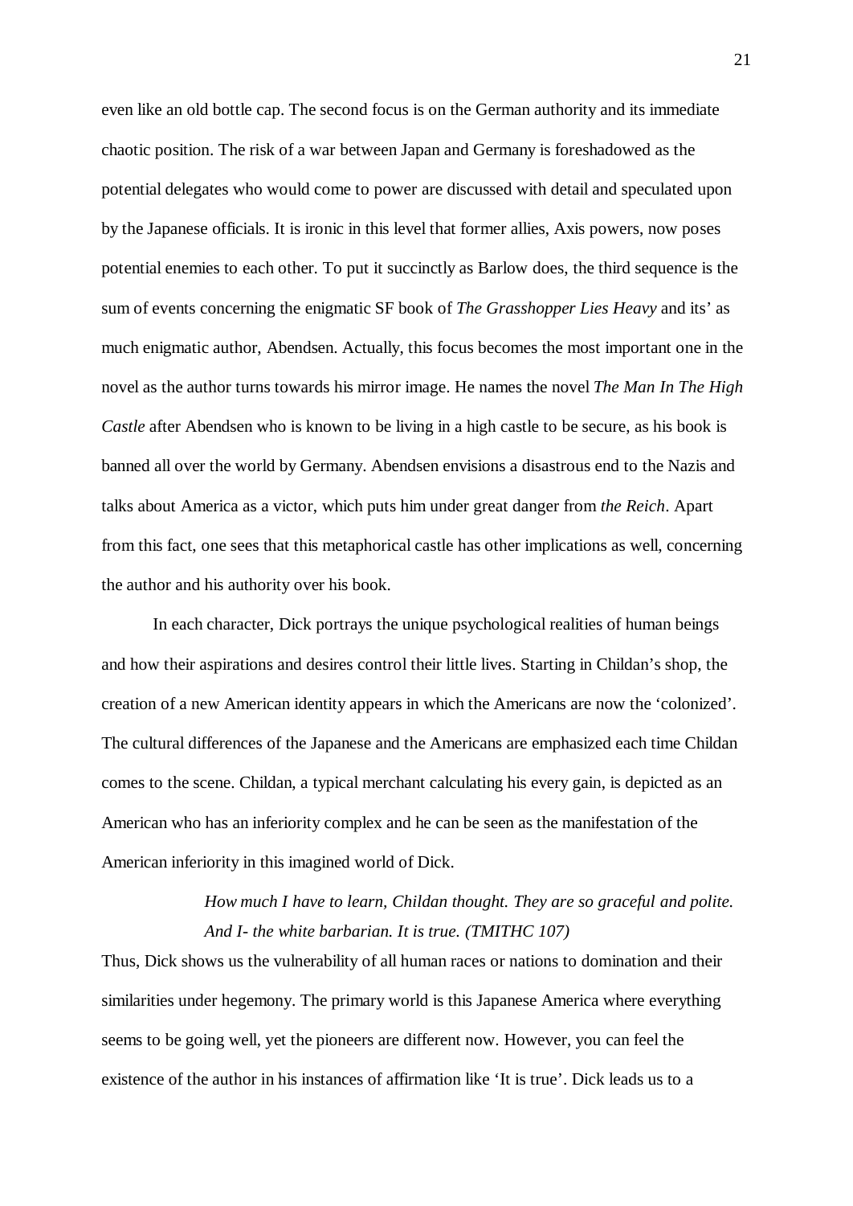even like an old bottle cap. The second focus is on the German authority and its immediate chaotic position. The risk of a war between Japan and Germany is foreshadowed as the potential delegates who would come to power are discussed with detail and speculated upon by the Japanese officials. It is ironic in this level that former allies, Axis powers, now poses potential enemies to each other. To put it succinctly as Barlow does, the third sequence is the sum of events concerning the enigmatic SF book of *The Grasshopper Lies Heavy* and its' as much enigmatic author, Abendsen. Actually, this focus becomes the most important one in the novel as the author turns towards his mirror image. He names the novel *The Man In The High Castle* after Abendsen who is known to be living in a high castle to be secure, as his book is banned all over the world by Germany. Abendsen envisions a disastrous end to the Nazis and talks about America as a victor, which puts him under great danger from *the Reich*. Apart from this fact, one sees that this metaphorical castle has other implications as well, concerning the author and his authority over his book.

In each character, Dick portrays the unique psychological realities of human beings and how their aspirations and desires control their little lives. Starting in Childan's shop, the creation of a new American identity appears in which the Americans are now the 'colonized'. The cultural differences of the Japanese and the Americans are emphasized each time Childan comes to the scene. Childan, a typical merchant calculating his every gain, is depicted as an American who has an inferiority complex and he can be seen as the manifestation of the American inferiority in this imagined world of Dick.

> *How much I have to learn, Childan thought. They are so graceful and polite. And I- the white barbarian. It is true. (TMITHC 107)*

Thus, Dick shows us the vulnerability of all human races or nations to domination and their similarities under hegemony. The primary world is this Japanese America where everything seems to be going well, yet the pioneers are different now. However, you can feel the existence of the author in his instances of affirmation like 'It is true'. Dick leads us to a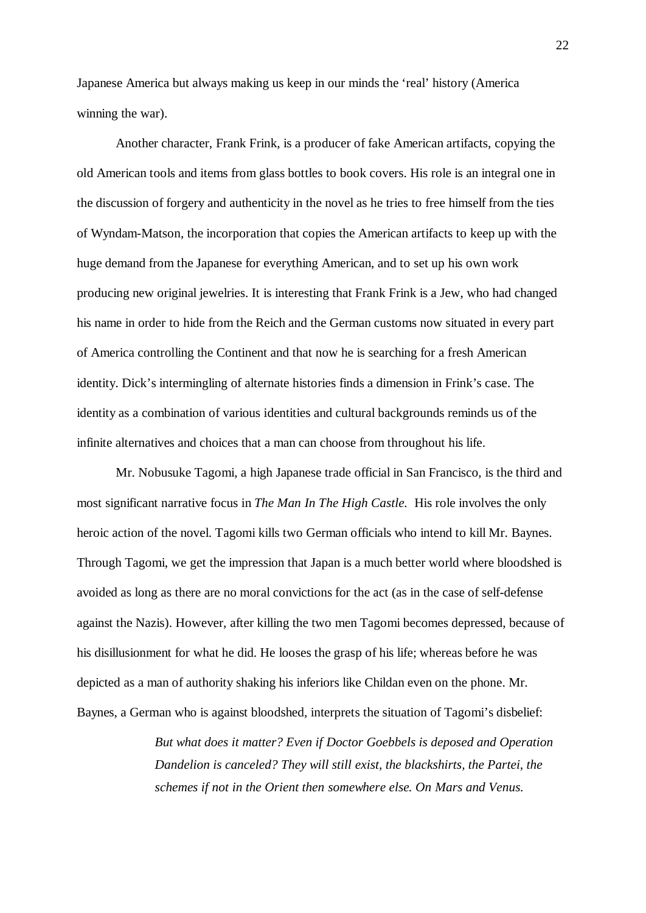Japanese America but always making us keep in our minds the 'real' history (America winning the war).

Another character, Frank Frink, is a producer of fake American artifacts, copying the old American tools and items from glass bottles to book covers. His role is an integral one in the discussion of forgery and authenticity in the novel as he tries to free himself from the ties of Wyndam-Matson, the incorporation that copies the American artifacts to keep up with the huge demand from the Japanese for everything American, and to set up his own work producing new original jewelries. It is interesting that Frank Frink is a Jew, who had changed his name in order to hide from the Reich and the German customs now situated in every part of America controlling the Continent and that now he is searching for a fresh American identity. Dick's intermingling of alternate histories finds a dimension in Frink's case. The identity as a combination of various identities and cultural backgrounds reminds us of the infinite alternatives and choices that a man can choose from throughout his life.

Mr. Nobusuke Tagomi, a high Japanese trade official in San Francisco, is the third and most significant narrative focus in *The Man In The High Castle.* His role involves the only heroic action of the novel. Tagomi kills two German officials who intend to kill Mr. Baynes. Through Tagomi, we get the impression that Japan is a much better world where bloodshed is avoided as long as there are no moral convictions for the act (as in the case of self-defense against the Nazis). However, after killing the two men Tagomi becomes depressed, because of his disillusionment for what he did. He looses the grasp of his life; whereas before he was depicted as a man of authority shaking his inferiors like Childan even on the phone. Mr. Baynes, a German who is against bloodshed, interprets the situation of Tagomi's disbelief:

> *But what does it matter? Even if Doctor Goebbels is deposed and Operation Dandelion is canceled? They will still exist, the blackshirts, the Partei, the schemes if not in the Orient then somewhere else. On Mars and Venus.*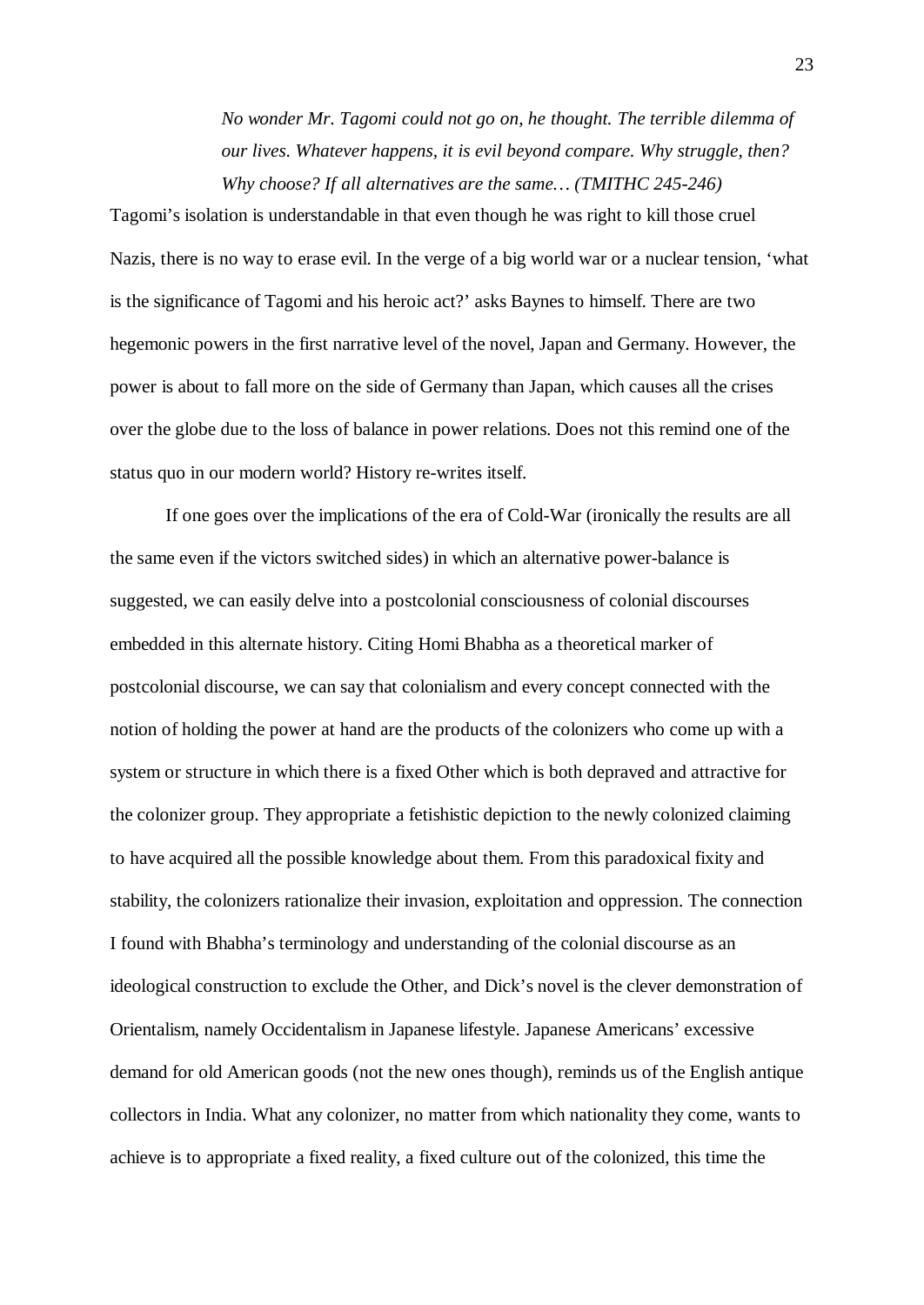> *No wonder Mr. Tagomi could not go on, he thought. The terrible dilemma of our lives. Whatever happens, it is evil beyond compare. Why struggle, then? Why choose? If all alternatives are the same… (TMITHC 245-246)*

Tagomi's isolation is understandable in that even though he was right to kill those cruel Nazis, there is no way to erase evil. In the verge of a big world war or a nuclear tension, 'what is the significance of Tagomi and his heroic act?' asks Baynes to himself. There are two hegemonic powers in the first narrative level of the novel, Japan and Germany. However, the power is about to fall more on the side of Germany than Japan, which causes all the crises over the globe due to the loss of balance in power relations. Does not this remind one of the status quo in our modern world? History re-writes itself.

If one goes over the implications of the era of Cold-War (ironically the results are all the same even if the victors switched sides) in which an alternative power-balance is suggested, we can easily delve into a postcolonial consciousness of colonial discourses embedded in this alternate history. Citing Homi Bhabha as a theoretical marker of postcolonial discourse, we can say that colonialism and every concept connected with the notion of holding the power at hand are the products of the colonizers who come up with a system or structure in which there is a fixed Other which is both depraved and attractive for the colonizer group. They appropriate a fetishistic depiction to the newly colonized claiming to have acquired all the possible knowledge about them. From this paradoxical fixity and stability, the colonizers rationalize their invasion, exploitation and oppression. The connection I found with Bhabha's terminology and understanding of the colonial discourse as an ideological construction to exclude the Other, and Dick's novel is the clever demonstration of Orientalism, namely Occidentalism in Japanese lifestyle. Japanese Americans' excessive demand for old American goods (not the new ones though), reminds us of the English antique collectors in India. What any colonizer, no matter from which nationality they come, wants to achieve is to appropriate a fixed reality, a fixed culture out of the colonized, this time the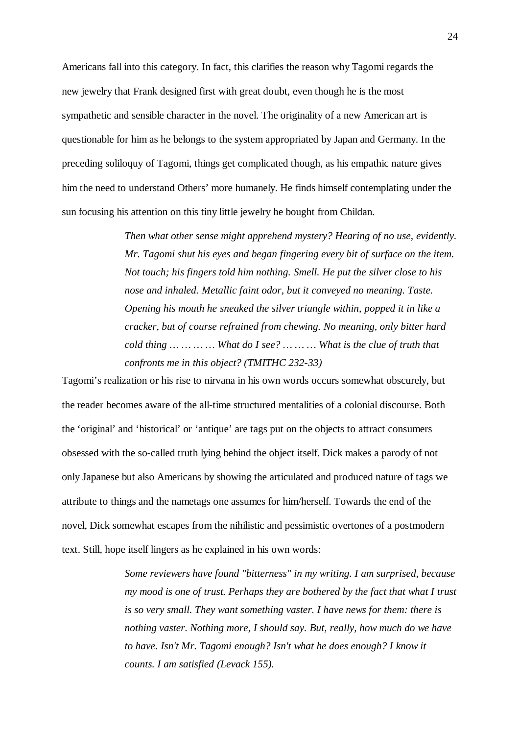Americans fall into this category. In fact, this clarifies the reason why Tagomi regards the new jewelry that Frank designed first with great doubt, even though he is the most sympathetic and sensible character in the novel. The originality of a new American art is questionable for him as he belongs to the system appropriated by Japan and Germany. In the preceding soliloquy of Tagomi, things get complicated though, as his empathic nature gives him the need to understand Others' more humanely. He finds himself contemplating under the sun focusing his attention on this tiny little jewelry he bought from Childan.

> *Then what other sense might apprehend mystery? Hearing of no use, evidently. Mr. Tagomi shut his eyes and began fingering every bit of surface on the item. Not touch; his fingers told him nothing. Smell. He put the silver close to his nose and inhaled. Metallic faint odor, but it conveyed no meaning. Taste. Opening his mouth he sneaked the silver triangle within, popped it in like a cracker, but of course refrained from chewing. No meaning, only bitter hard cold thing ……… … What do I see? ……… What is the clue of truth that confronts me in this object? (TMITHC 232-33)*

Tagomi's realization or his rise to nirvana in his own words occurs somewhat obscurely, but the reader becomes aware of the all-time structured mentalities of a colonial discourse. Both the 'original' and 'historical' or 'antique' are tags put on the objects to attract consumers obsessed with the so-called truth lying behind the object itself. Dick makes a parody of not only Japanese but also Americans by showing the articulated and produced nature of tags we attribute to things and the nametags one assumes for him/herself. Towards the end of the novel, Dick somewhat escapes from the nihilistic and pessimistic overtones of a postmodern text. Still, hope itself lingers as he explained in his own words:

> *Some reviewers have found "bitterness" in my writing. I am surprised, because my mood is one of trust. Perhaps they are bothered by the fact that what I trust is so very small. They want something vaster. I have news for them: there is nothing vaster. Nothing more, I should say. But, really, how much do we have to have. Isn't Mr. Tagomi enough? Isn't what he does enough? I know it counts. I am satisfied (Levack 155).*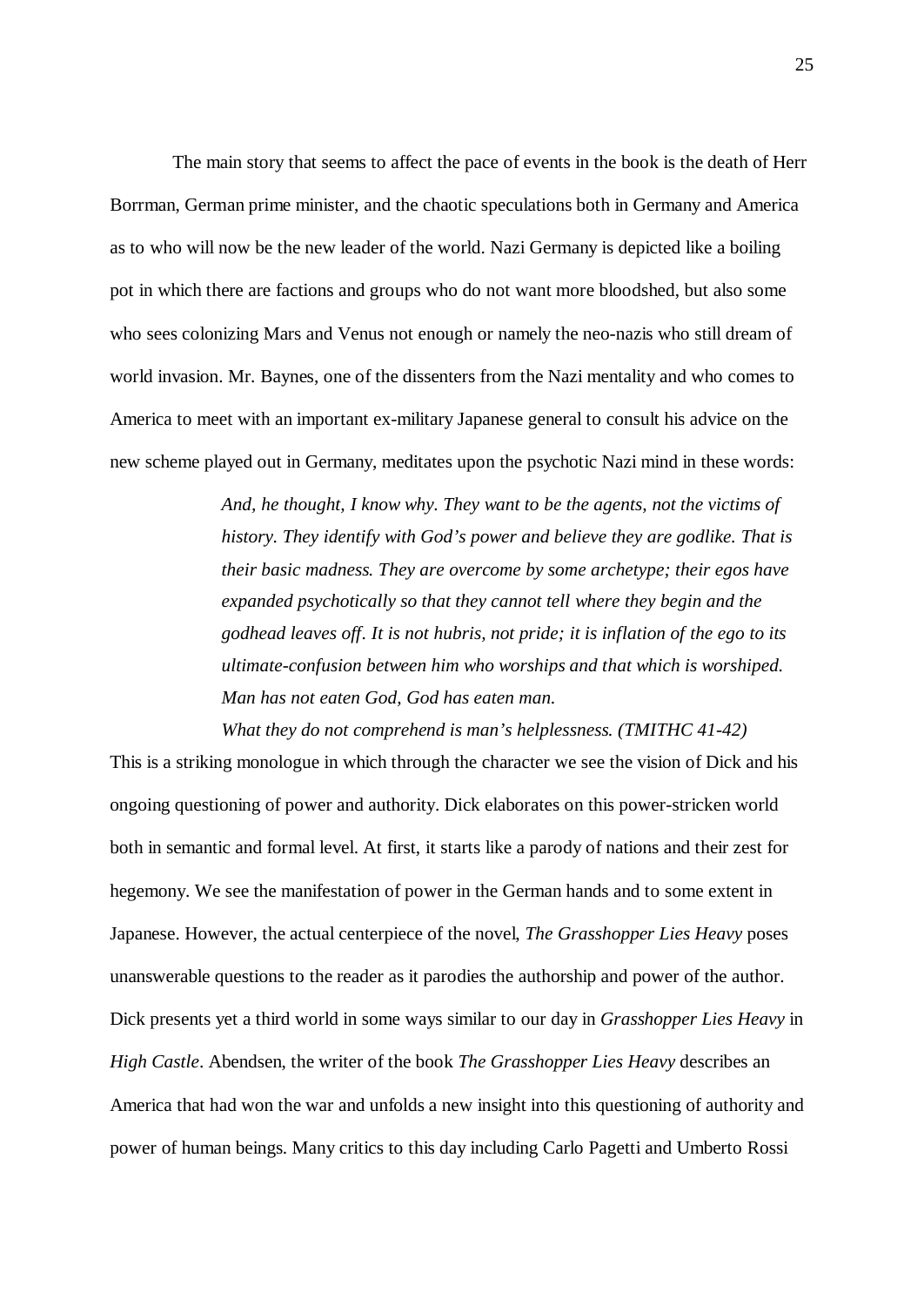The main story that seems to affect the pace of events in the book is the death of Herr Borrman, German prime minister, and the chaotic speculations both in Germany and America as to who will now be the new leader of the world. Nazi Germany is depicted like a boiling pot in which there are factions and groups who do not want more bloodshed, but also some who sees colonizing Mars and Venus not enough or namely the neo-nazis who still dream of world invasion. Mr. Baynes, one of the dissenters from the Nazi mentality and who comes to America to meet with an important ex-military Japanese general to consult his advice on the new scheme played out in Germany, meditates upon the psychotic Nazi mind in these words:

> *And, he thought, I know why. They want to be the agents, not the victims of history. They identify with God's power and believe they are godlike. That is their basic madness. They are overcome by some archetype; their egos have expanded psychotically so that they cannot tell where they begin and the godhead leaves off. It is not hubris, not pride; it is inflation of the ego to its ultimate-confusion between him who worships and that which is worshiped. Man has not eaten God, God has eaten man.*
>
> *What they do not comprehend is man's helplessness. (TMITHC 41-42)*

This is a striking monologue in which through the character we see the vision of Dick and his ongoing questioning of power and authority. Dick elaborates on this power-stricken world both in semantic and formal level. At first, it starts like a parody of nations and their zest for hegemony. We see the manifestation of power in the German hands and to some extent in Japanese. However, the actual centerpiece of the novel, *The Grasshopper Lies Heavy* poses unanswerable questions to the reader as it parodies the authorship and power of the author. Dick presents yet a third world in some ways similar to our day in *Grasshopper Lies Heavy* in *High Castle*. Abendsen, the writer of the book *The Grasshopper Lies Heavy* describes an America that had won the war and unfolds a new insight into this questioning of authority and power of human beings. Many critics to this day including Carlo Pagetti and Umberto Rossi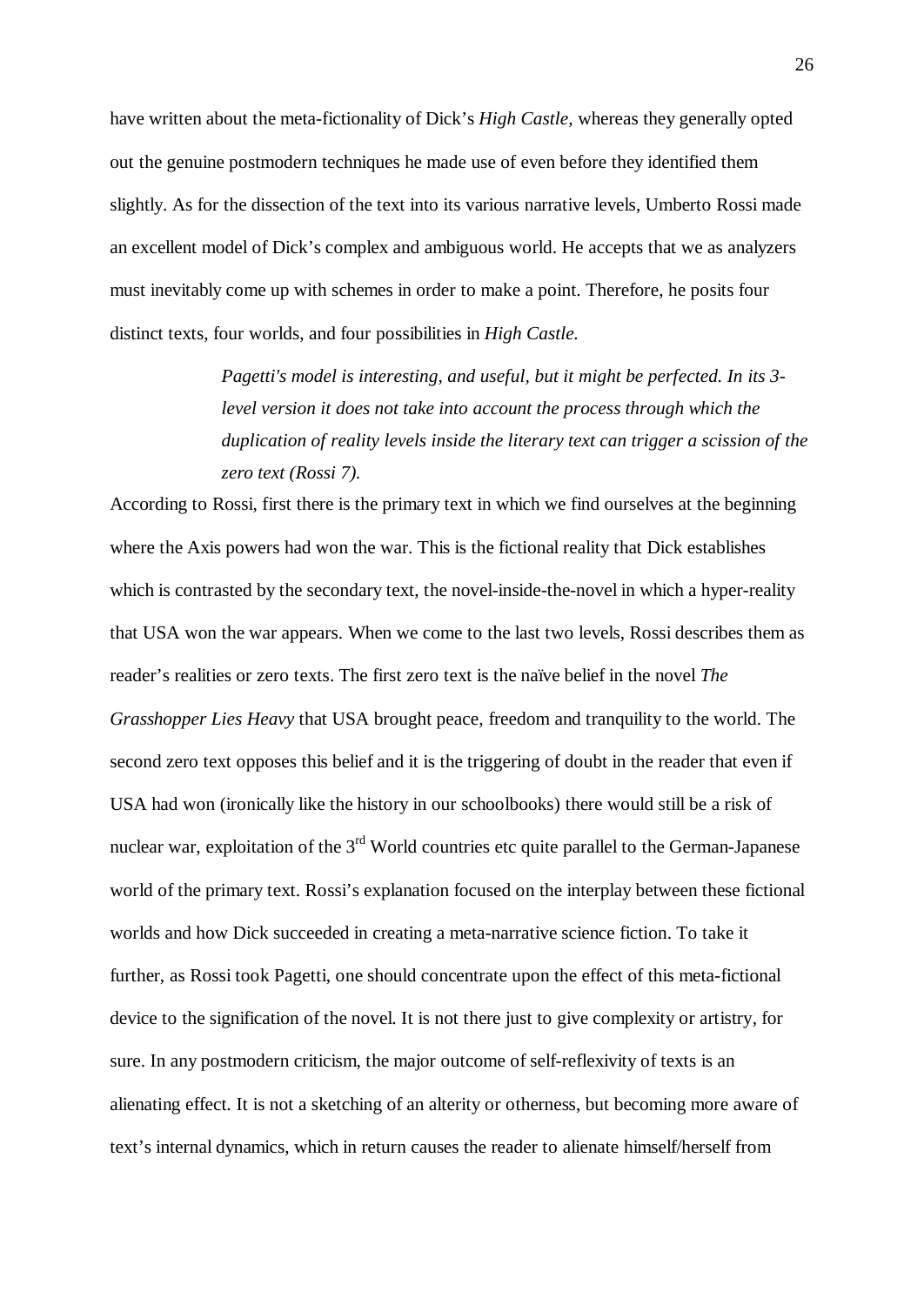have written about the meta-fictionality of Dick's *High Castle,* whereas they generally opted out the genuine postmodern techniques he made use of even before they identified them slightly. As for the dissection of the text into its various narrative levels, Umberto Rossi made an excellent model of Dick's complex and ambiguous world. He accepts that we as analyzers must inevitably come up with schemes in order to make a point. Therefore, he posits four distinct texts, four worlds, and four possibilities in *High Castle.*

> *Pagetti's model is interesting, and useful, but it might be perfected. In its 3-level version it does not take into account the process through which the duplication of reality levels inside the literary text can trigger a scission of the zero text (Rossi 7).*

According to Rossi, first there is the primary text in which we find ourselves at the beginning where the Axis powers had won the war. This is the fictional reality that Dick establishes which is contrasted by the secondary text, the novel-inside-the-novel in which a hyper-reality that USA won the war appears. When we come to the last two levels, Rossi describes them as reader's realities or zero texts. The first zero text is the naïve belief in the novel *The Grasshopper Lies Heavy* that USA brought peace, freedom and tranquility to the world. The second zero text opposes this belief and it is the triggering of doubt in the reader that even if USA had won (ironically like the history in our schoolbooks) there would still be a risk of nuclear war, exploitation of the 3rd World countries etc quite parallel to the German-Japanese world of the primary text. Rossi's explanation focused on the interplay between these fictional worlds and how Dick succeeded in creating a meta-narrative science fiction. To take it further, as Rossi took Pagetti, one should concentrate upon the effect of this meta-fictional device to the signification of the novel. It is not there just to give complexity or artistry, for sure. In any postmodern criticism, the major outcome of self-reflexivity of texts is an alienating effect. It is not a sketching of an alterity or otherness, but becoming more aware of text's internal dynamics, which in return causes the reader to alienate himself/herself from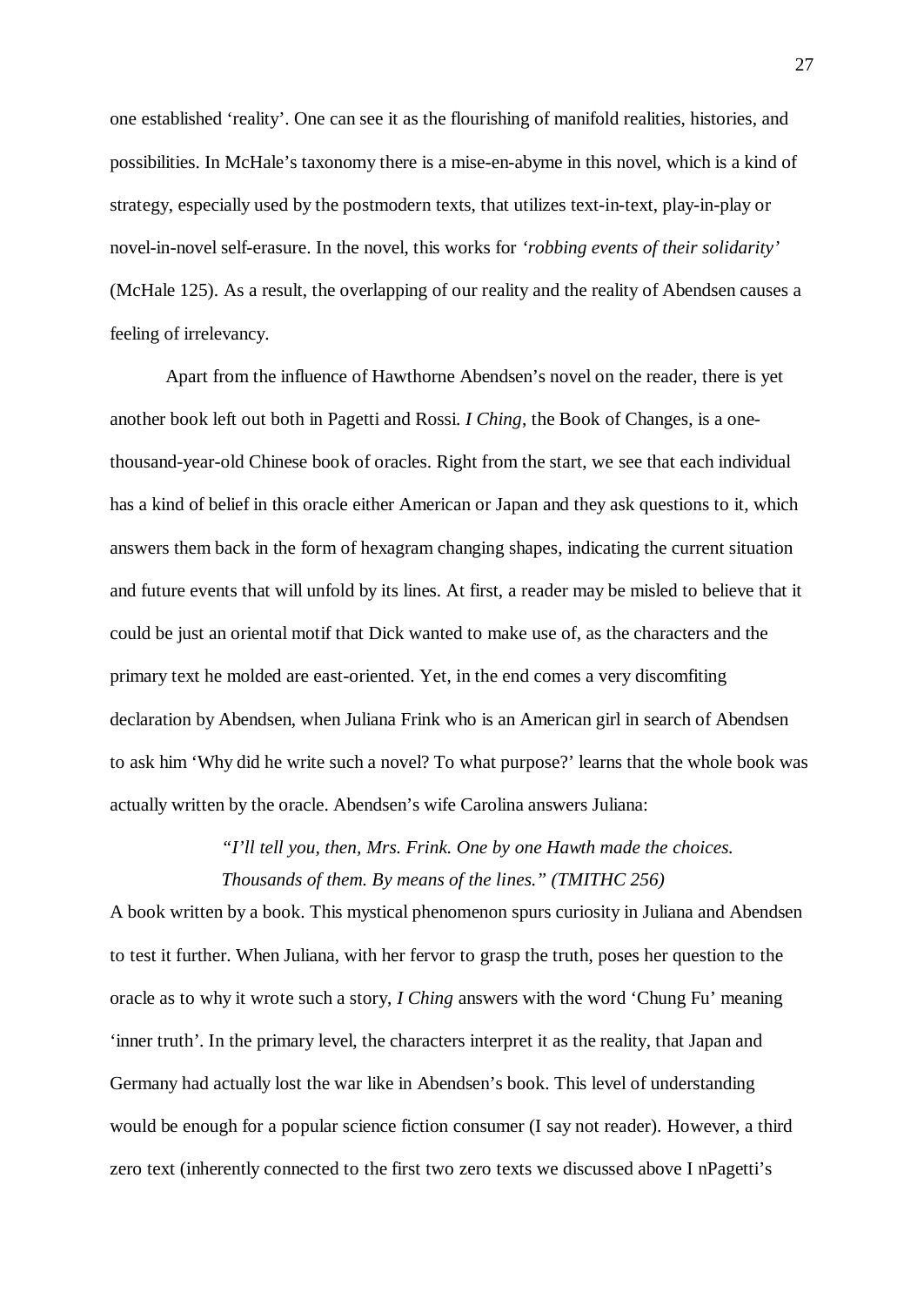one established 'reality'. One can see it as the flourishing of manifold realities, histories, and possibilities. In McHale's taxonomy there is a mise-en-abyme in this novel, which is a kind of strategy, especially used by the postmodern texts, that utilizes text-in-text, play-in-play or novel-in-novel self-erasure. In the novel, this works for *'robbing events of their solidarity'* (McHale 125). As a result, the overlapping of our reality and the reality of Abendsen causes a feeling of irrelevancy.

Apart from the influence of Hawthorne Abendsen's novel on the reader, there is yet another book left out both in Pagetti and Rossi. *I Ching*, the Book of Changes, is a one-thousand-year-old Chinese book of oracles. Right from the start, we see that each individual has a kind of belief in this oracle either American or Japan and they ask questions to it, which answers them back in the form of hexagram changing shapes, indicating the current situation and future events that will unfold by its lines. At first, a reader may be misled to believe that it could be just an oriental motif that Dick wanted to make use of, as the characters and the primary text he molded are east-oriented. Yet, in the end comes a very discomfiting declaration by Abendsen, when Juliana Frink who is an American girl in search of Abendsen to ask him 'Why did he write such a novel? To what purpose?' learns that the whole book was actually written by the oracle. Abendsen's wife Carolina answers Juliana:

> *"I'll tell you, then, Mrs. Frink. One by one Hawth made the choices. Thousands of them. By means of the lines." (TMITHC 256)*

A book written by a book. This mystical phenomenon spurs curiosity in Juliana and Abendsen to test it further. When Juliana, with her fervor to grasp the truth, poses her question to the oracle as to why it wrote such a story, *I Ching* answers with the word 'Chung Fu' meaning 'inner truth'. In the primary level, the characters interpret it as the reality, that Japan and Germany had actually lost the war like in Abendsen's book. This level of understanding would be enough for a popular science fiction consumer (I say not reader). However, a third zero text (inherently connected to the first two zero texts we discussed above I nPagetti's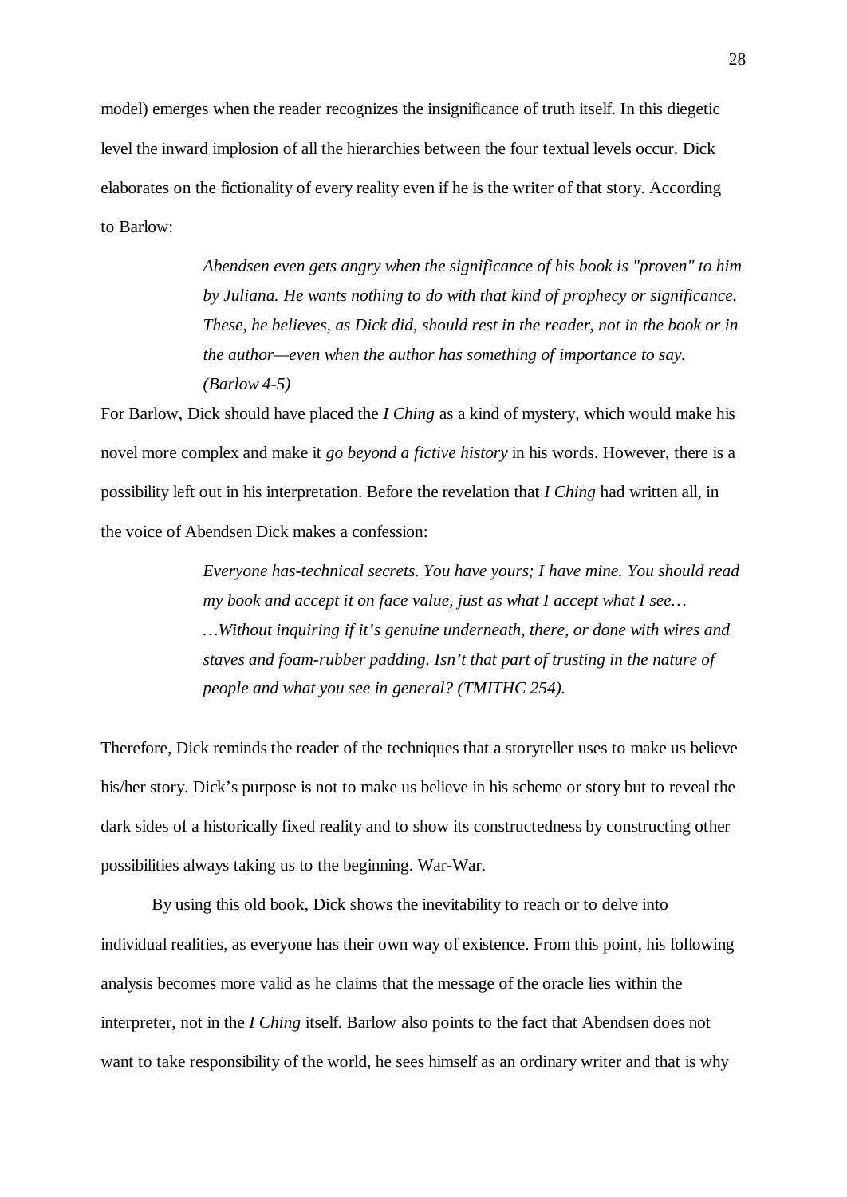model) emerges when the reader recognizes the insignificance of truth itself. In this diegetic level the inward implosion of all the hierarchies between the four textual levels occur. Dick elaborates on the fictionality of every reality even if he is the writer of that story. According to Barlow:

> *Abendsen even gets angry when the significance of his book is "proven" to him by Juliana. He wants nothing to do with that kind of prophecy or significance. These, he believes, as Dick did, should rest in the reader, not in the book or in the author—even when the author has something of importance to say. (Barlow 4-5)*

For Barlow, Dick should have placed the *I Ching* as a kind of mystery, which would make his novel more complex and make it *go beyond a fictive history* in his words. However, there is a possibility left out in his interpretation. Before the revelation that *I Ching* had written all, in the voice of Abendsen Dick makes a confession:

> *Everyone has-technical secrets. You have yours; I have mine. You should read my book and accept it on face value, just as what I accept what I see… …Without inquiring if it's genuine underneath, there, or done with wires and staves and foam-rubber padding. Isn't that part of trusting in the nature of people and what you see in general? (TMITHC 254).*

Therefore, Dick reminds the reader of the techniques that a storyteller uses to make us believe his/her story. Dick's purpose is not to make us believe in his scheme or story but to reveal the dark sides of a historically fixed reality and to show its constructedness by constructing other possibilities always taking us to the beginning. War-War.

By using this old book, Dick shows the inevitability to reach or to delve into individual realities, as everyone has their own way of existence. From this point, his following analysis becomes more valid as he claims that the message of the oracle lies within the interpreter, not in the *I Ching* itself. Barlow also points to the fact that Abendsen does not want to take responsibility of the world, he sees himself as an ordinary writer and that is why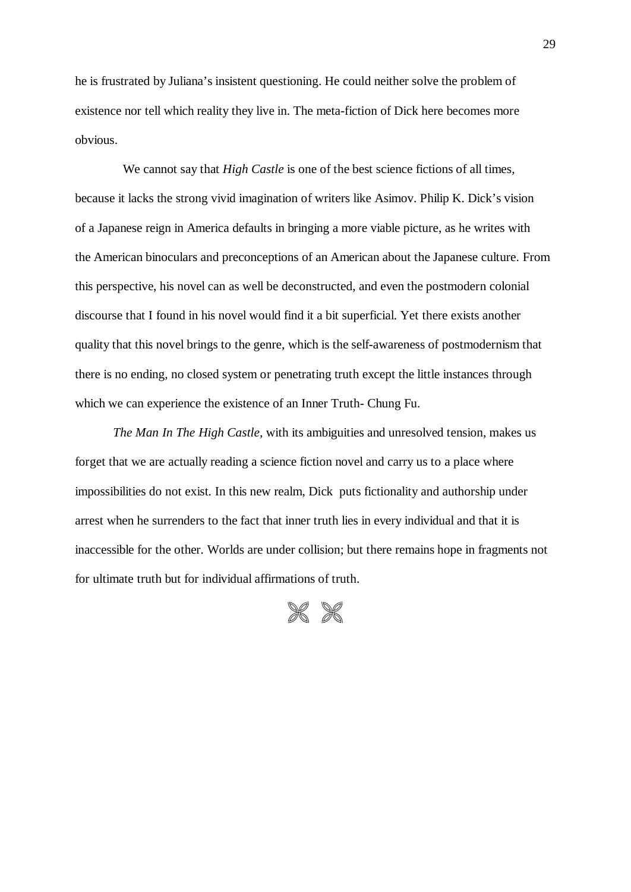he is frustrated by Juliana's insistent questioning. He could neither solve the problem of existence nor tell which reality they live in. The meta-fiction of Dick here becomes more obvious.

We cannot say that *High Castle* is one of the best science fictions of all times, because it lacks the strong vivid imagination of writers like Asimov. Philip K. Dick's vision of a Japanese reign in America defaults in bringing a more viable picture, as he writes with the American binoculars and preconceptions of an American about the Japanese culture. From this perspective, his novel can as well be deconstructed, and even the postmodern colonial discourse that I found in his novel would find it a bit superficial. Yet there exists another quality that this novel brings to the genre, which is the self-awareness of postmodernism that there is no ending, no closed system or penetrating truth except the little instances through which we can experience the existence of an Inner Truth- Chung Fu.

*The Man In The High Castle,* with its ambiguities and unresolved tension, makes us forget that we are actually reading a science fiction novel and carry us to a place where impossibilities do not exist. In this new realm, Dick puts fictionality and authorship under arrest when he surrenders to the fact that inner truth lies in every individual and that it is inaccessible for the other. Worlds are under collision; but there remains hope in fragments not for ultimate truth but for individual affirmations of truth.

⌘ ⌘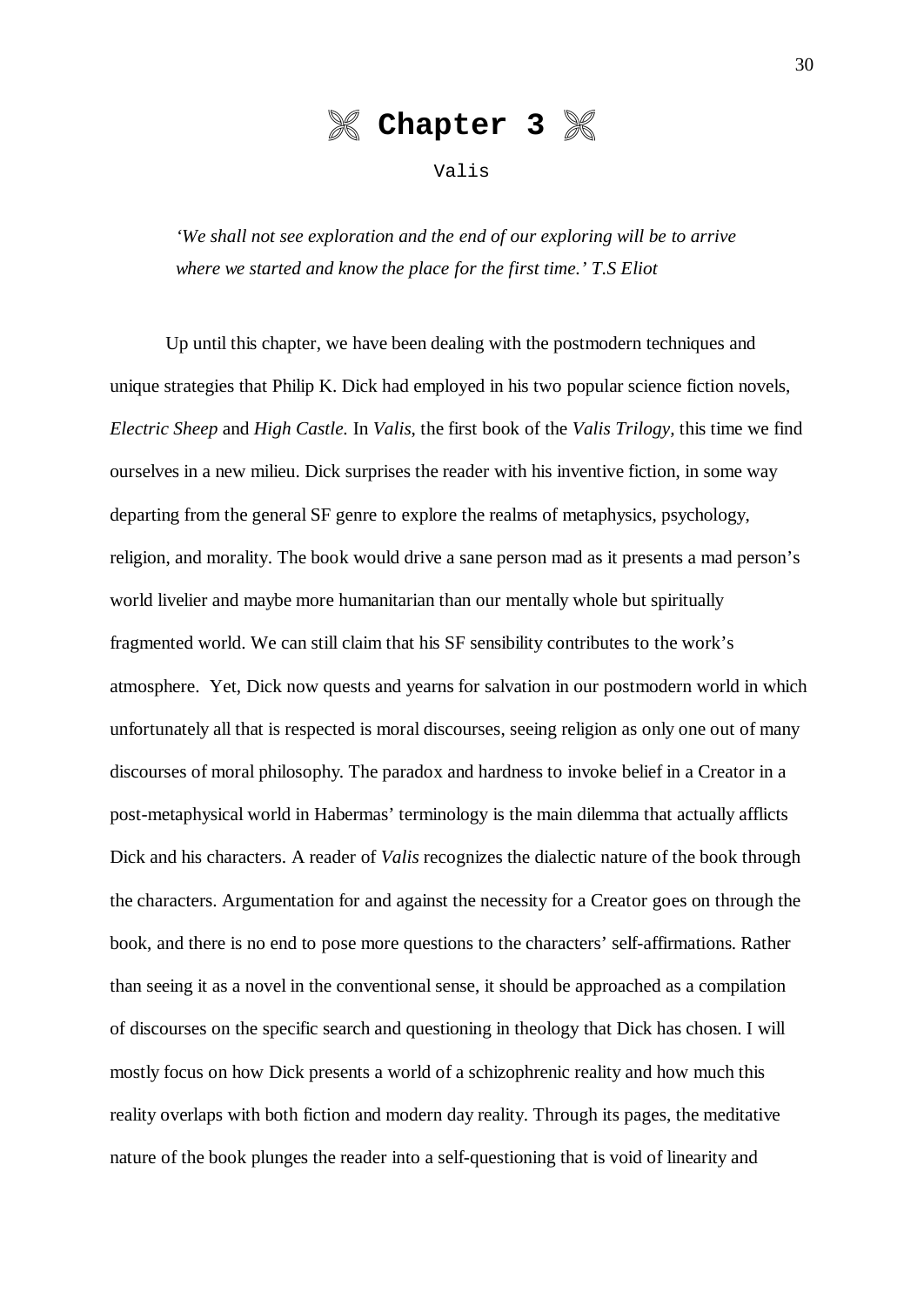# ✾ Chapter 3 ✾

Valis

*'We shall not see exploration and the end of our exploring will be to arrive where we started and know the place for the first time.' T.S Eliot*

Up until this chapter, we have been dealing with the postmodern techniques and unique strategies that Philip K. Dick had employed in his two popular science fiction novels, *Electric Sheep* and *High Castle.* In *Valis*, the first book of the *Valis Trilogy*, this time we find ourselves in a new milieu. Dick surprises the reader with his inventive fiction, in some way departing from the general SF genre to explore the realms of metaphysics, psychology, religion, and morality. The book would drive a sane person mad as it presents a mad person's world livelier and maybe more humanitarian than our mentally whole but spiritually fragmented world. We can still claim that his SF sensibility contributes to the work's atmosphere. Yet, Dick now quests and yearns for salvation in our postmodern world in which unfortunately all that is respected is moral discourses, seeing religion as only one out of many discourses of moral philosophy. The paradox and hardness to invoke belief in a Creator in a post-metaphysical world in Habermas' terminology is the main dilemma that actually afflicts Dick and his characters. A reader of *Valis* recognizes the dialectic nature of the book through the characters. Argumentation for and against the necessity for a Creator goes on through the book, and there is no end to pose more questions to the characters' self-affirmations. Rather than seeing it as a novel in the conventional sense, it should be approached as a compilation of discourses on the specific search and questioning in theology that Dick has chosen. I will mostly focus on how Dick presents a world of a schizophrenic reality and how much this reality overlaps with both fiction and modern day reality. Through its pages, the meditative nature of the book plunges the reader into a self-questioning that is void of linearity and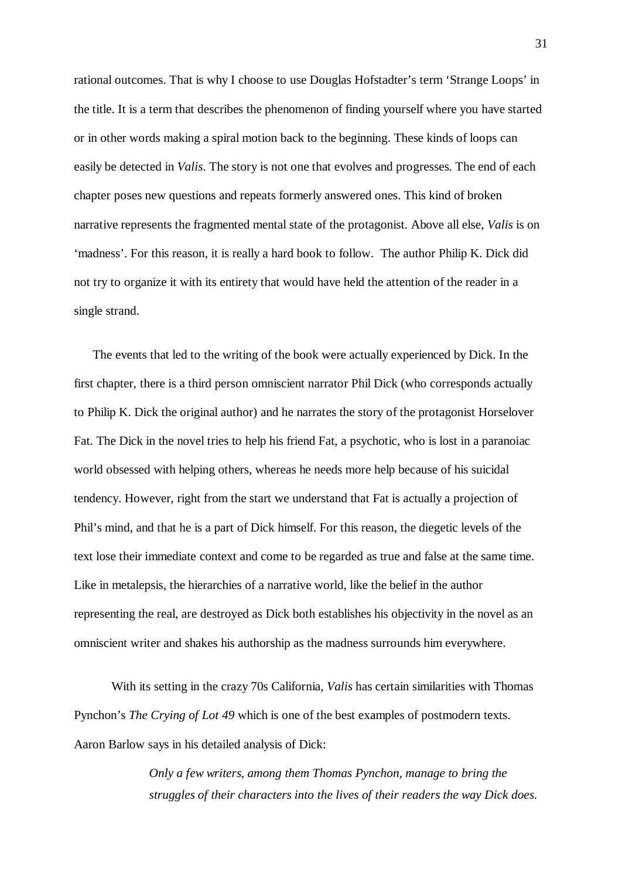rational outcomes. That is why I choose to use Douglas Hofstadter's term 'Strange Loops' in the title. It is a term that describes the phenomenon of finding yourself where you have started or in other words making a spiral motion back to the beginning. These kinds of loops can easily be detected in *Valis*. The story is not one that evolves and progresses. The end of each chapter poses new questions and repeats formerly answered ones. This kind of broken narrative represents the fragmented mental state of the protagonist. Above all else, *Valis* is on 'madness'. For this reason, it is really a hard book to follow. The author Philip K. Dick did not try to organize it with its entirety that would have held the attention of the reader in a single strand.

The events that led to the writing of the book were actually experienced by Dick. In the first chapter, there is a third person omniscient narrator Phil Dick (who corresponds actually to Philip K. Dick the original author) and he narrates the story of the protagonist Horselover Fat. The Dick in the novel tries to help his friend Fat, a psychotic, who is lost in a paranoiac world obsessed with helping others, whereas he needs more help because of his suicidal tendency. However, right from the start we understand that Fat is actually a projection of Phil's mind, and that he is a part of Dick himself. For this reason, the diegetic levels of the text lose their immediate context and come to be regarded as true and false at the same time. Like in metalepsis, the hierarchies of a narrative world, like the belief in the author representing the real, are destroyed as Dick both establishes his objectivity in the novel as an omniscient writer and shakes his authorship as the madness surrounds him everywhere.

With its setting in the crazy 70s California, *Valis* has certain similarities with Thomas Pynchon's *The Crying of Lot 49* which is one of the best examples of postmodern texts. Aaron Barlow says in his detailed analysis of Dick:

> *Only a few writers, among them Thomas Pynchon, manage to bring the struggles of their characters into the lives of their readers the way Dick does.*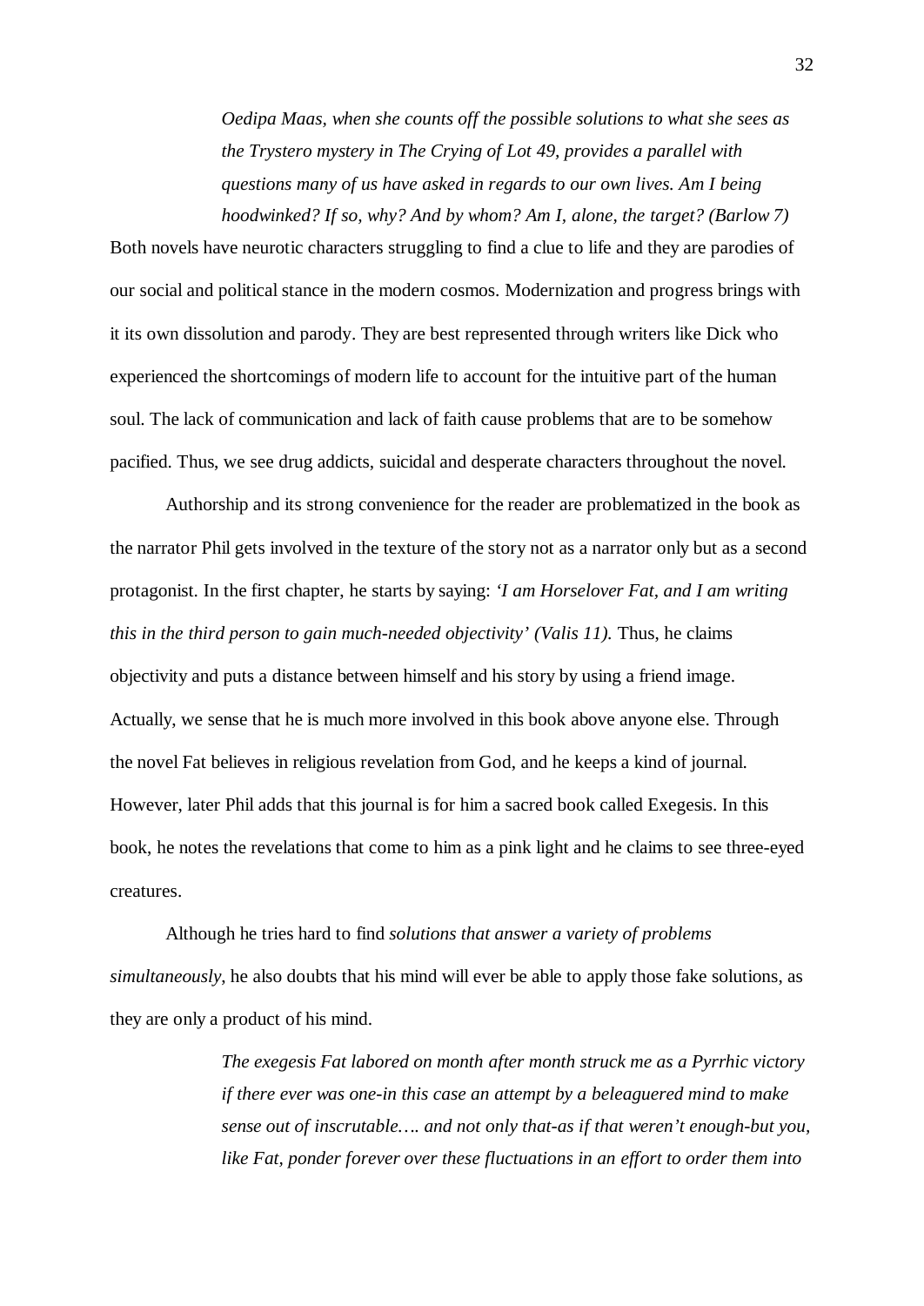> *Oedipa Maas, when she counts off the possible solutions to what she sees as the Trystero mystery in The Crying of Lot 49, provides a parallel with questions many of us have asked in regards to our own lives. Am I being hoodwinked? If so, why? And by whom? Am I, alone, the target? (Barlow 7)*

Both novels have neurotic characters struggling to find a clue to life and they are parodies of our social and political stance in the modern cosmos. Modernization and progress brings with it its own dissolution and parody. They are best represented through writers like Dick who experienced the shortcomings of modern life to account for the intuitive part of the human soul. The lack of communication and lack of faith cause problems that are to be somehow pacified. Thus, we see drug addicts, suicidal and desperate characters throughout the novel.

Authorship and its strong convenience for the reader are problematized in the book as the narrator Phil gets involved in the texture of the story not as a narrator only but as a second protagonist. In the first chapter, he starts by saying: *'I am Horselover Fat, and I am writing this in the third person to gain much-needed objectivity' (Valis 11).* Thus, he claims objectivity and puts a distance between himself and his story by using a friend image. Actually, we sense that he is much more involved in this book above anyone else. Through the novel Fat believes in religious revelation from God, and he keeps a kind of journal. However, later Phil adds that this journal is for him a sacred book called Exegesis. In this book, he notes the revelations that come to him as a pink light and he claims to see three-eyed creatures.

Although he tries hard to find *solutions that answer a variety of problems simultaneously*, he also doubts that his mind will ever be able to apply those fake solutions, as they are only a product of his mind.

> *The exegesis Fat labored on month after month struck me as a Pyrrhic victory if there ever was one-in this case an attempt by a beleaguered mind to make sense out of inscrutable…. and not only that-as if that weren't enough-but you, like Fat, ponder forever over these fluctuations in an effort to order them into*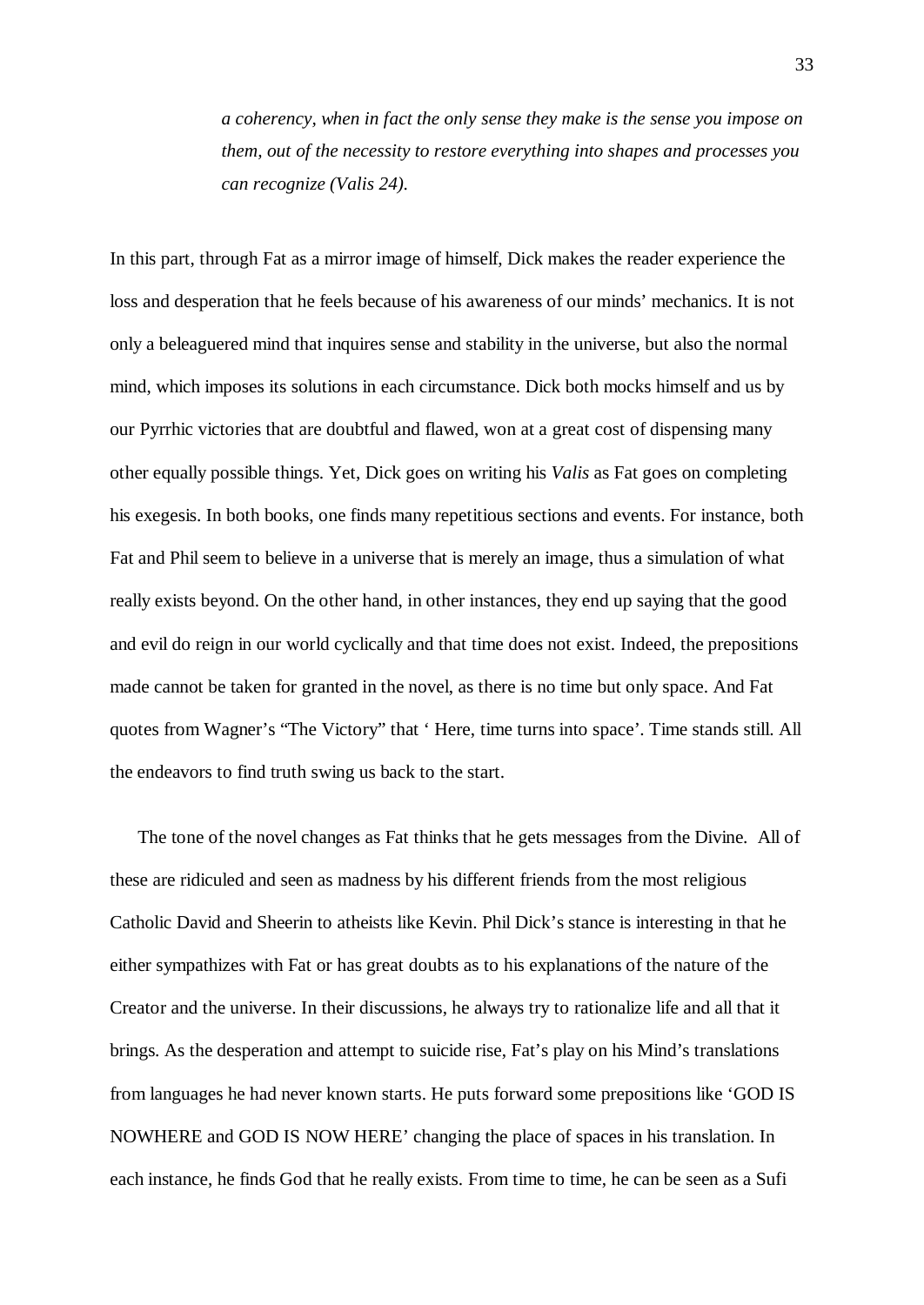> *a coherency, when in fact the only sense they make is the sense you impose on them, out of the necessity to restore everything into shapes and processes you can recognize (Valis 24).*

In this part, through Fat as a mirror image of himself, Dick makes the reader experience the loss and desperation that he feels because of his awareness of our minds' mechanics. It is not only a beleaguered mind that inquires sense and stability in the universe, but also the normal mind, which imposes its solutions in each circumstance. Dick both mocks himself and us by our Pyrrhic victories that are doubtful and flawed, won at a great cost of dispensing many other equally possible things. Yet, Dick goes on writing his *Valis* as Fat goes on completing his exegesis. In both books, one finds many repetitious sections and events. For instance, both Fat and Phil seem to believe in a universe that is merely an image, thus a simulation of what really exists beyond. On the other hand, in other instances, they end up saying that the good and evil do reign in our world cyclically and that time does not exist. Indeed, the prepositions made cannot be taken for granted in the novel, as there is no time but only space. And Fat quotes from Wagner's "The Victory" that ' Here, time turns into space'. Time stands still. All the endeavors to find truth swing us back to the start.

The tone of the novel changes as Fat thinks that he gets messages from the Divine. All of these are ridiculed and seen as madness by his different friends from the most religious Catholic David and Sheerin to atheists like Kevin. Phil Dick's stance is interesting in that he either sympathizes with Fat or has great doubts as to his explanations of the nature of the Creator and the universe. In their discussions, he always try to rationalize life and all that it brings. As the desperation and attempt to suicide rise, Fat's play on his Mind's translations from languages he had never known starts. He puts forward some prepositions like 'GOD IS NOWHERE and GOD IS NOW HERE' changing the place of spaces in his translation. In each instance, he finds God that he really exists. From time to time, he can be seen as a Sufi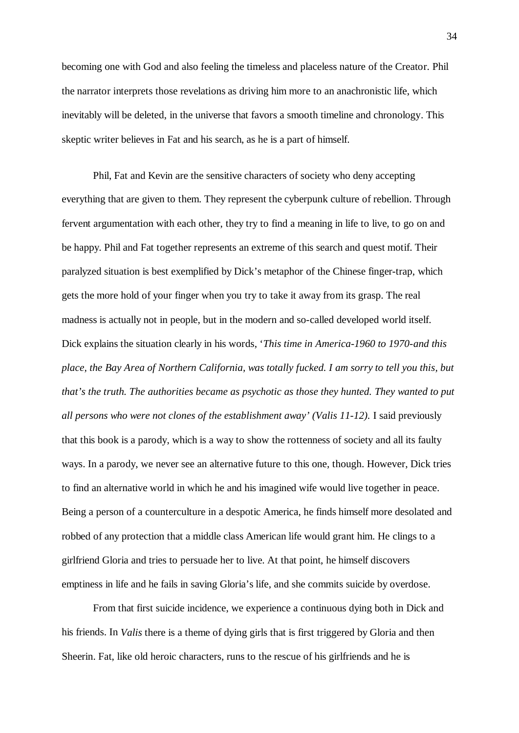becoming one with God and also feeling the timeless and placeless nature of the Creator. Phil the narrator interprets those revelations as driving him more to an anachronistic life, which inevitably will be deleted, in the universe that favors a smooth timeline and chronology. This skeptic writer believes in Fat and his search, as he is a part of himself.

Phil, Fat and Kevin are the sensitive characters of society who deny accepting everything that are given to them. They represent the cyberpunk culture of rebellion. Through fervent argumentation with each other, they try to find a meaning in life to live, to go on and be happy. Phil and Fat together represents an extreme of this search and quest motif. Their paralyzed situation is best exemplified by Dick's metaphor of the Chinese finger-trap, which gets the more hold of your finger when you try to take it away from its grasp. The real madness is actually not in people, but in the modern and so-called developed world itself. Dick explains the situation clearly in his words, '*This time in America-1960 to 1970-and this place, the Bay Area of Northern California, was totally fucked. I am sorry to tell you this, but that's the truth. The authorities became as psychotic as those they hunted. They wanted to put all persons who were not clones of the establishment away' (Valis 11-12).* I said previously that this book is a parody, which is a way to show the rottenness of society and all its faulty ways. In a parody, we never see an alternative future to this one, though. However, Dick tries to find an alternative world in which he and his imagined wife would live together in peace. Being a person of a counterculture in a despotic America, he finds himself more desolated and robbed of any protection that a middle class American life would grant him. He clings to a girlfriend Gloria and tries to persuade her to live. At that point, he himself discovers emptiness in life and he fails in saving Gloria's life, and she commits suicide by overdose.

From that first suicide incidence, we experience a continuous dying both in Dick and his friends. In *Valis* there is a theme of dying girls that is first triggered by Gloria and then Sheerin. Fat, like old heroic characters, runs to the rescue of his girlfriends and he is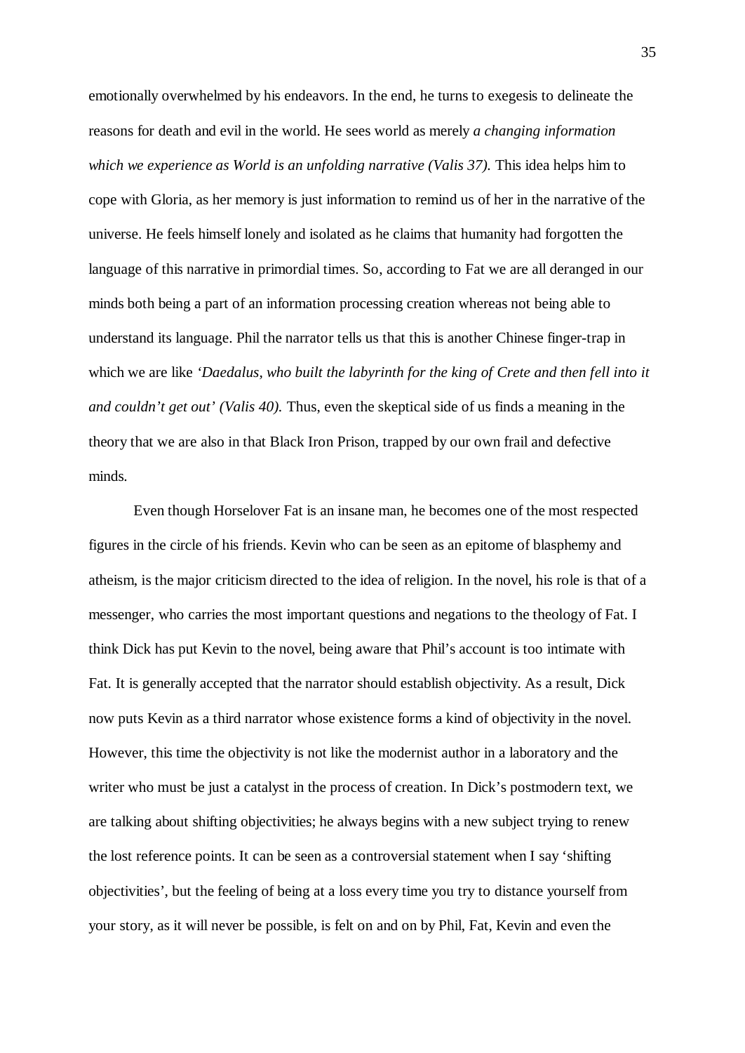emotionally overwhelmed by his endeavors. In the end, he turns to exegesis to delineate the reasons for death and evil in the world. He sees world as merely *a changing information which we experience as World is an unfolding narrative (Valis 37).* This idea helps him to cope with Gloria, as her memory is just information to remind us of her in the narrative of the universe. He feels himself lonely and isolated as he claims that humanity had forgotten the language of this narrative in primordial times. So, according to Fat we are all deranged in our minds both being a part of an information processing creation whereas not being able to understand its language. Phil the narrator tells us that this is another Chinese finger-trap in which we are like *'Daedalus, who built the labyrinth for the king of Crete and then fell into it and couldn't get out' (Valis 40).* Thus, even the skeptical side of us finds a meaning in the theory that we are also in that Black Iron Prison, trapped by our own frail and defective minds.

Even though Horselover Fat is an insane man, he becomes one of the most respected figures in the circle of his friends. Kevin who can be seen as an epitome of blasphemy and atheism, is the major criticism directed to the idea of religion. In the novel, his role is that of a messenger, who carries the most important questions and negations to the theology of Fat. I think Dick has put Kevin to the novel, being aware that Phil's account is too intimate with Fat. It is generally accepted that the narrator should establish objectivity. As a result, Dick now puts Kevin as a third narrator whose existence forms a kind of objectivity in the novel. However, this time the objectivity is not like the modernist author in a laboratory and the writer who must be just a catalyst in the process of creation. In Dick's postmodern text, we are talking about shifting objectivities; he always begins with a new subject trying to renew the lost reference points. It can be seen as a controversial statement when I say 'shifting objectivities', but the feeling of being at a loss every time you try to distance yourself from your story, as it will never be possible, is felt on and on by Phil, Fat, Kevin and even the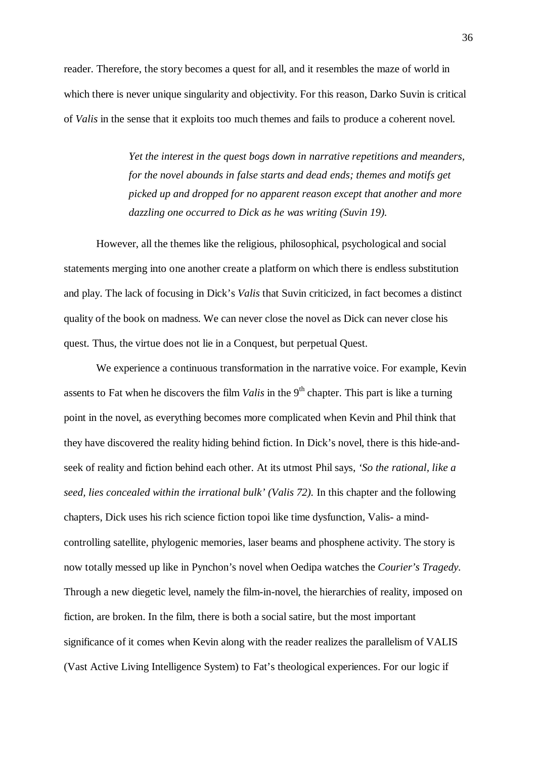reader. Therefore, the story becomes a quest for all, and it resembles the maze of world in which there is never unique singularity and objectivity. For this reason, Darko Suvin is critical of *Valis* in the sense that it exploits too much themes and fails to produce a coherent novel.

> *Yet the interest in the quest bogs down in narrative repetitions and meanders, for the novel abounds in false starts and dead ends; themes and motifs get picked up and dropped for no apparent reason except that another and more dazzling one occurred to Dick as he was writing (Suvin 19).*

However, all the themes like the religious, philosophical, psychological and social statements merging into one another create a platform on which there is endless substitution and play. The lack of focusing in Dick's *Valis* that Suvin criticized, in fact becomes a distinct quality of the book on madness. We can never close the novel as Dick can never close his quest. Thus, the virtue does not lie in a Conquest, but perpetual Quest.

We experience a continuous transformation in the narrative voice. For example, Kevin assents to Fat when he discovers the film *Valis* in the 9th chapter. This part is like a turning point in the novel, as everything becomes more complicated when Kevin and Phil think that they have discovered the reality hiding behind fiction. In Dick's novel, there is this hide-and-seek of reality and fiction behind each other. At its utmost Phil says, *'So the rational, like a seed, lies concealed within the irrational bulk' (Valis 72).* In this chapter and the following chapters, Dick uses his rich science fiction topoi like time dysfunction, Valis- a mind-controlling satellite, phylogenic memories, laser beams and phosphene activity. The story is now totally messed up like in Pynchon's novel when Oedipa watches the *Courier's Tragedy*. Through a new diegetic level, namely the film-in-novel, the hierarchies of reality, imposed on fiction, are broken. In the film, there is both a social satire, but the most important significance of it comes when Kevin along with the reader realizes the parallelism of VALIS (Vast Active Living Intelligence System) to Fat's theological experiences. For our logic if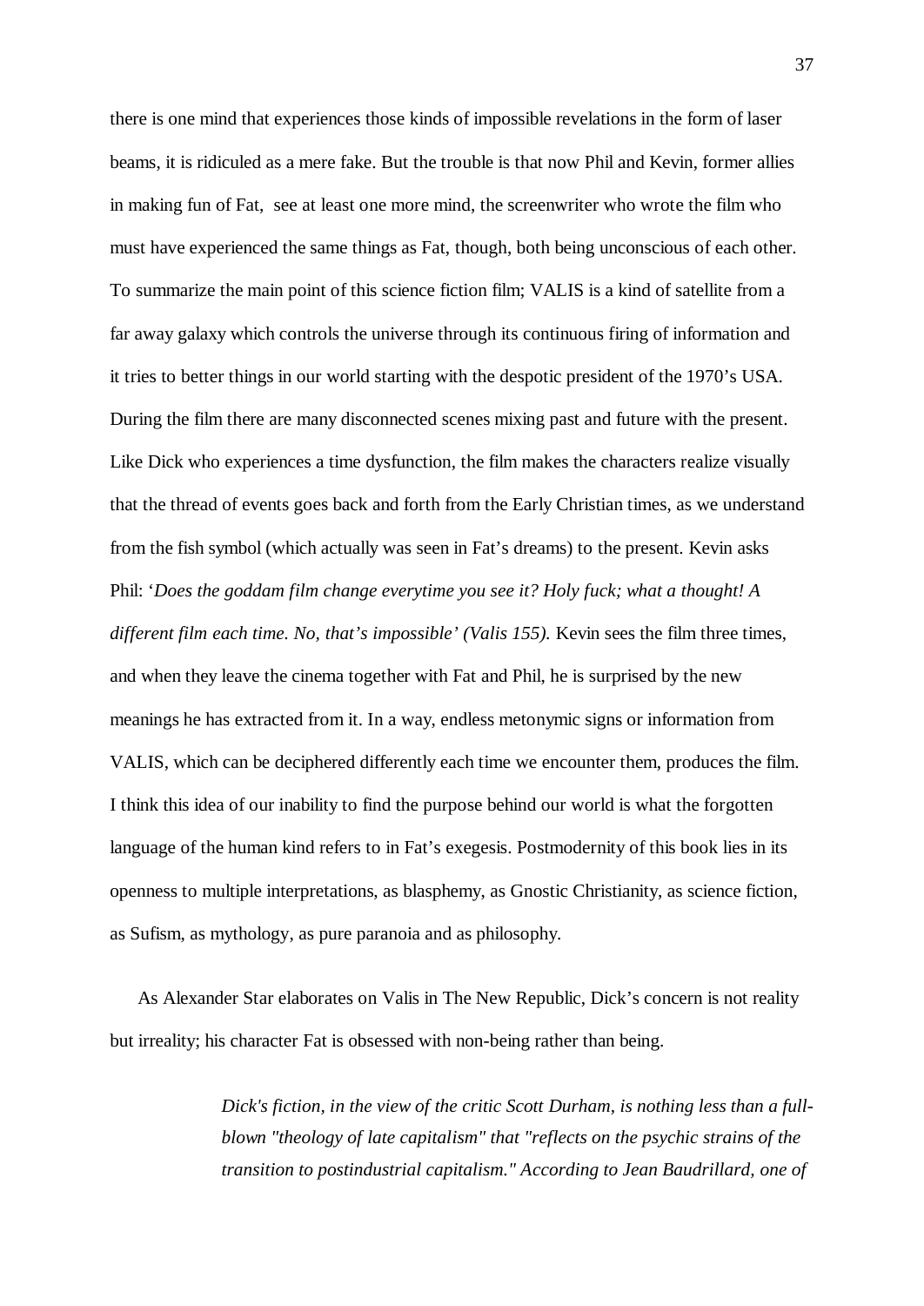there is one mind that experiences those kinds of impossible revelations in the form of laser beams, it is ridiculed as a mere fake. But the trouble is that now Phil and Kevin, former allies in making fun of Fat, see at least one more mind, the screenwriter who wrote the film who must have experienced the same things as Fat, though, both being unconscious of each other. To summarize the main point of this science fiction film; VALIS is a kind of satellite from a far away galaxy which controls the universe through its continuous firing of information and it tries to better things in our world starting with the despotic president of the 1970's USA. During the film there are many disconnected scenes mixing past and future with the present. Like Dick who experiences a time dysfunction, the film makes the characters realize visually that the thread of events goes back and forth from the Early Christian times, as we understand from the fish symbol (which actually was seen in Fat's dreams) to the present. Kevin asks Phil: '*Does the goddam film change everytime you see it? Holy fuck; what a thought! A different film each time. No, that's impossible' (Valis 155).* Kevin sees the film three times, and when they leave the cinema together with Fat and Phil, he is surprised by the new meanings he has extracted from it. In a way, endless metonymic signs or information from VALIS, which can be deciphered differently each time we encounter them, produces the film. I think this idea of our inability to find the purpose behind our world is what the forgotten language of the human kind refers to in Fat's exegesis. Postmodernity of this book lies in its openness to multiple interpretations, as blasphemy, as Gnostic Christianity, as science fiction, as Sufism, as mythology, as pure paranoia and as philosophy.

As Alexander Star elaborates on Valis in The New Republic, Dick's concern is not reality but irreality; his character Fat is obsessed with non-being rather than being.

> *Dick's fiction, in the view of the critic Scott Durham, is nothing less than a full-blown "theology of late capitalism" that "reflects on the psychic strains of the transition to postindustrial capitalism." According to Jean Baudrillard, one of*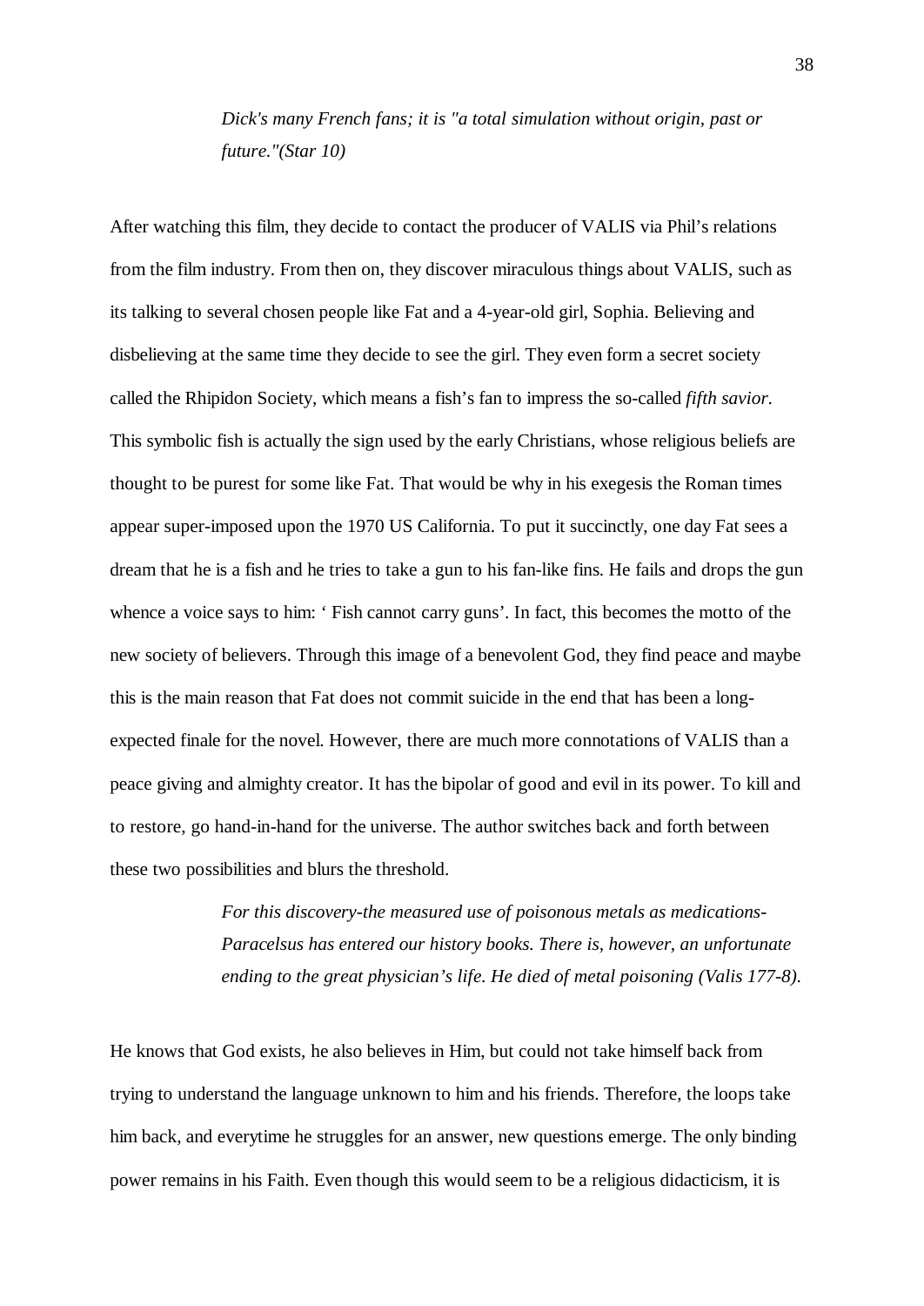> *Dick's many French fans; it is "a total simulation without origin, past or future."(Star 10)*

After watching this film, they decide to contact the producer of VALIS via Phil's relations from the film industry. From then on, they discover miraculous things about VALIS, such as its talking to several chosen people like Fat and a 4-year-old girl, Sophia. Believing and disbelieving at the same time they decide to see the girl. They even form a secret society called the Rhipidon Society, which means a fish's fan to impress the so-called *fifth savior*. This symbolic fish is actually the sign used by the early Christians, whose religious beliefs are thought to be purest for some like Fat. That would be why in his exegesis the Roman times appear super-imposed upon the 1970 US California. To put it succinctly, one day Fat sees a dream that he is a fish and he tries to take a gun to his fan-like fins. He fails and drops the gun whence a voice says to him: ' Fish cannot carry guns'. In fact, this becomes the motto of the new society of believers. Through this image of a benevolent God, they find peace and maybe this is the main reason that Fat does not commit suicide in the end that has been a long-expected finale for the novel. However, there are much more connotations of VALIS than a peace giving and almighty creator. It has the bipolar of good and evil in its power. To kill and to restore, go hand-in-hand for the universe. The author switches back and forth between these two possibilities and blurs the threshold.

> *For this discovery-the measured use of poisonous metals as medications-Paracelsus has entered our history books. There is, however, an unfortunate ending to the great physician's life. He died of metal poisoning (Valis 177-8).*

He knows that God exists, he also believes in Him, but could not take himself back from trying to understand the language unknown to him and his friends. Therefore, the loops take him back, and everytime he struggles for an answer, new questions emerge. The only binding power remains in his Faith. Even though this would seem to be a religious didacticism, it is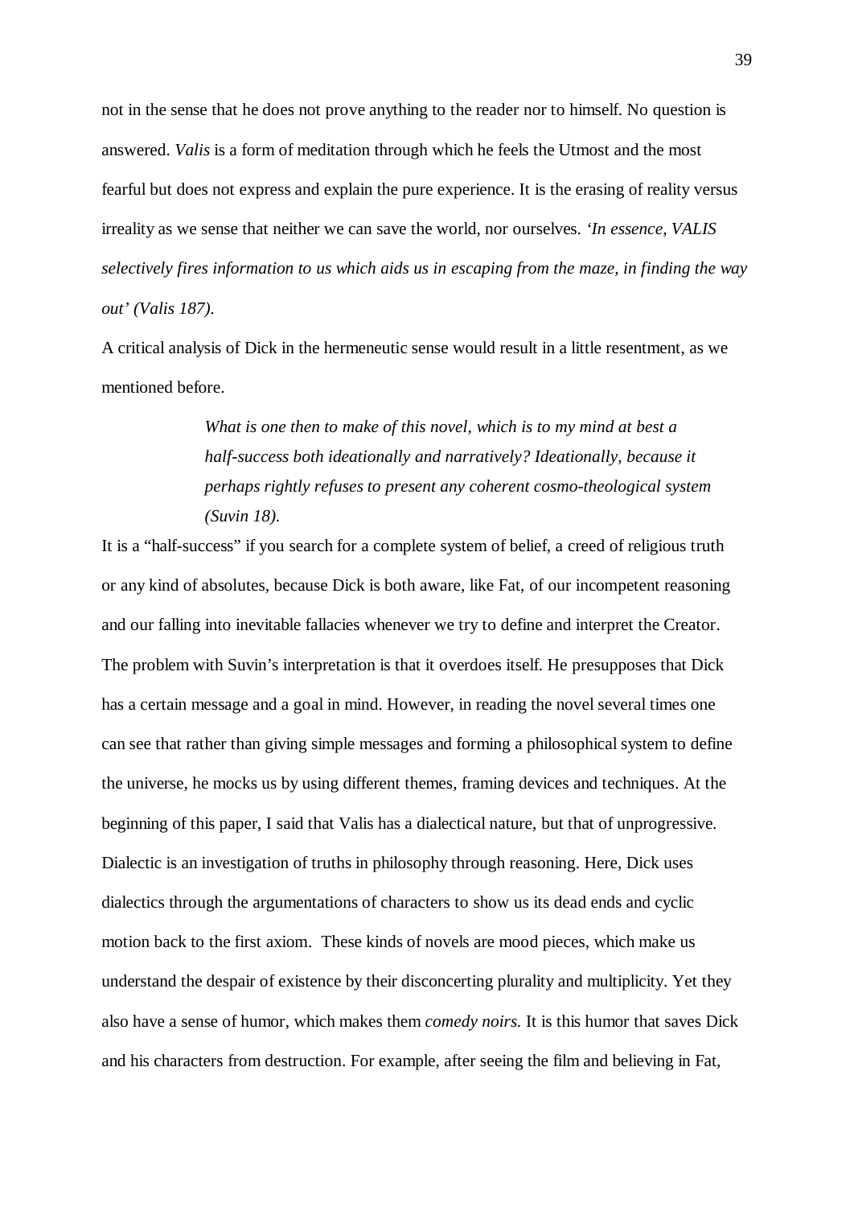not in the sense that he does not prove anything to the reader nor to himself. No question is answered. *Valis* is a form of meditation through which he feels the Utmost and the most fearful but does not express and explain the pure experience. It is the erasing of reality versus irreality as we sense that neither we can save the world, nor ourselves. *'In essence, VALIS selectively fires information to us which aids us in escaping from the maze, in finding the way out' (Valis 187).*

A critical analysis of Dick in the hermeneutic sense would result in a little resentment, as we mentioned before.

> *What is one then to make of this novel, which is to my mind at best a half-success both ideationally and narratively? Ideationally, because it perhaps rightly refuses to present any coherent cosmo-theological system (Suvin 18).*

It is a "half-success" if you search for a complete system of belief, a creed of religious truth or any kind of absolutes, because Dick is both aware, like Fat, of our incompetent reasoning and our falling into inevitable fallacies whenever we try to define and interpret the Creator. The problem with Suvin's interpretation is that it overdoes itself. He presupposes that Dick has a certain message and a goal in mind. However, in reading the novel several times one can see that rather than giving simple messages and forming a philosophical system to define the universe, he mocks us by using different themes, framing devices and techniques. At the beginning of this paper, I said that Valis has a dialectical nature, but that of unprogressive. Dialectic is an investigation of truths in philosophy through reasoning. Here, Dick uses dialectics through the argumentations of characters to show us its dead ends and cyclic motion back to the first axiom. These kinds of novels are mood pieces, which make us understand the despair of existence by their disconcerting plurality and multiplicity. Yet they also have a sense of humor, which makes them *comedy noirs.* It is this humor that saves Dick and his characters from destruction. For example, after seeing the film and believing in Fat,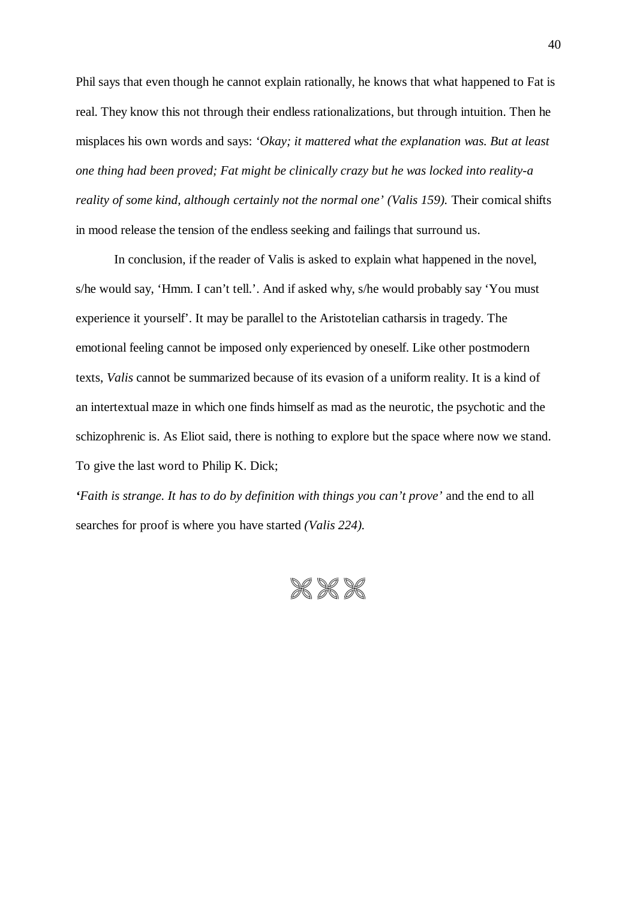Phil says that even though he cannot explain rationally, he knows that what happened to Fat is real. They know this not through their endless rationalizations, but through intuition. Then he misplaces his own words and says: *'Okay; it mattered what the explanation was. But at least one thing had been proved; Fat might be clinically crazy but he was locked into reality-a reality of some kind, although certainly not the normal one' (Valis 159).* Their comical shifts in mood release the tension of the endless seeking and failings that surround us.

In conclusion, if the reader of Valis is asked to explain what happened in the novel, s/he would say, 'Hmm. I can't tell.'. And if asked why, s/he would probably say 'You must experience it yourself'. It may be parallel to the Aristotelian catharsis in tragedy. The emotional feeling cannot be imposed only experienced by oneself. Like other postmodern texts, *Valis* cannot be summarized because of its evasion of a uniform reality. It is a kind of an intertextual maze in which one finds himself as mad as the neurotic, the psychotic and the schizophrenic is. As Eliot said, there is nothing to explore but the space where now we stand. To give the last word to Philip K. Dick;

**'***Faith is strange. It has to do by definition with things you can't prove'* and the end to all searches for proof is where you have started *(Valis 224).*

⌘⌘⌘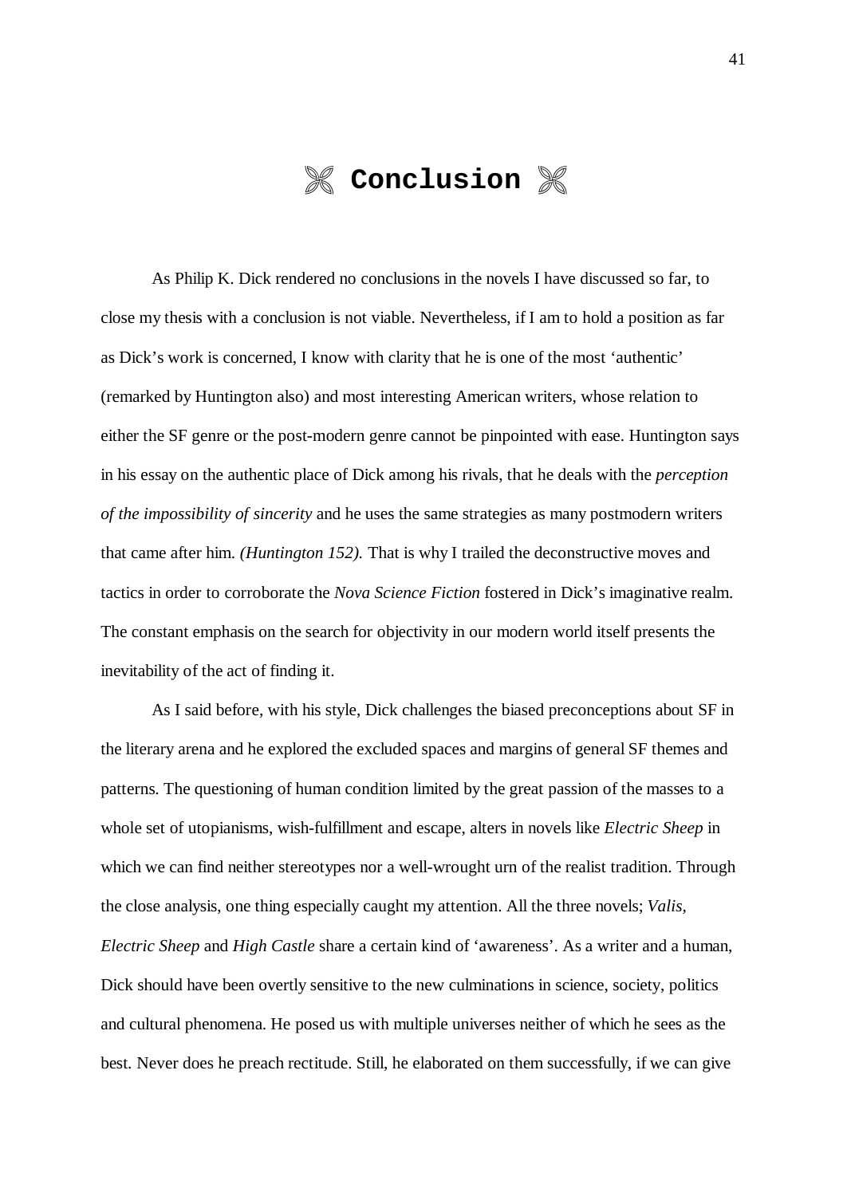# ✾ Conclusion ✾

As Philip K. Dick rendered no conclusions in the novels I have discussed so far, to close my thesis with a conclusion is not viable. Nevertheless, if I am to hold a position as far as Dick's work is concerned, I know with clarity that he is one of the most 'authentic' (remarked by Huntington also) and most interesting American writers, whose relation to either the SF genre or the post-modern genre cannot be pinpointed with ease. Huntington says in his essay on the authentic place of Dick among his rivals, that he deals with the *perception of the impossibility of sincerity* and he uses the same strategies as many postmodern writers that came after him. *(Huntington 152).* That is why I trailed the deconstructive moves and tactics in order to corroborate the *Nova Science Fiction* fostered in Dick's imaginative realm. The constant emphasis on the search for objectivity in our modern world itself presents the inevitability of the act of finding it.

As I said before, with his style, Dick challenges the biased preconceptions about SF in the literary arena and he explored the excluded spaces and margins of general SF themes and patterns. The questioning of human condition limited by the great passion of the masses to a whole set of utopianisms, wish-fulfillment and escape, alters in novels like *Electric Sheep* in which we can find neither stereotypes nor a well-wrought urn of the realist tradition. Through the close analysis, one thing especially caught my attention. All the three novels; *Valis*, *Electric Sheep* and *High Castle* share a certain kind of 'awareness'. As a writer and a human, Dick should have been overtly sensitive to the new culminations in science, society, politics and cultural phenomena. He posed us with multiple universes neither of which he sees as the best. Never does he preach rectitude. Still, he elaborated on them successfully, if we can give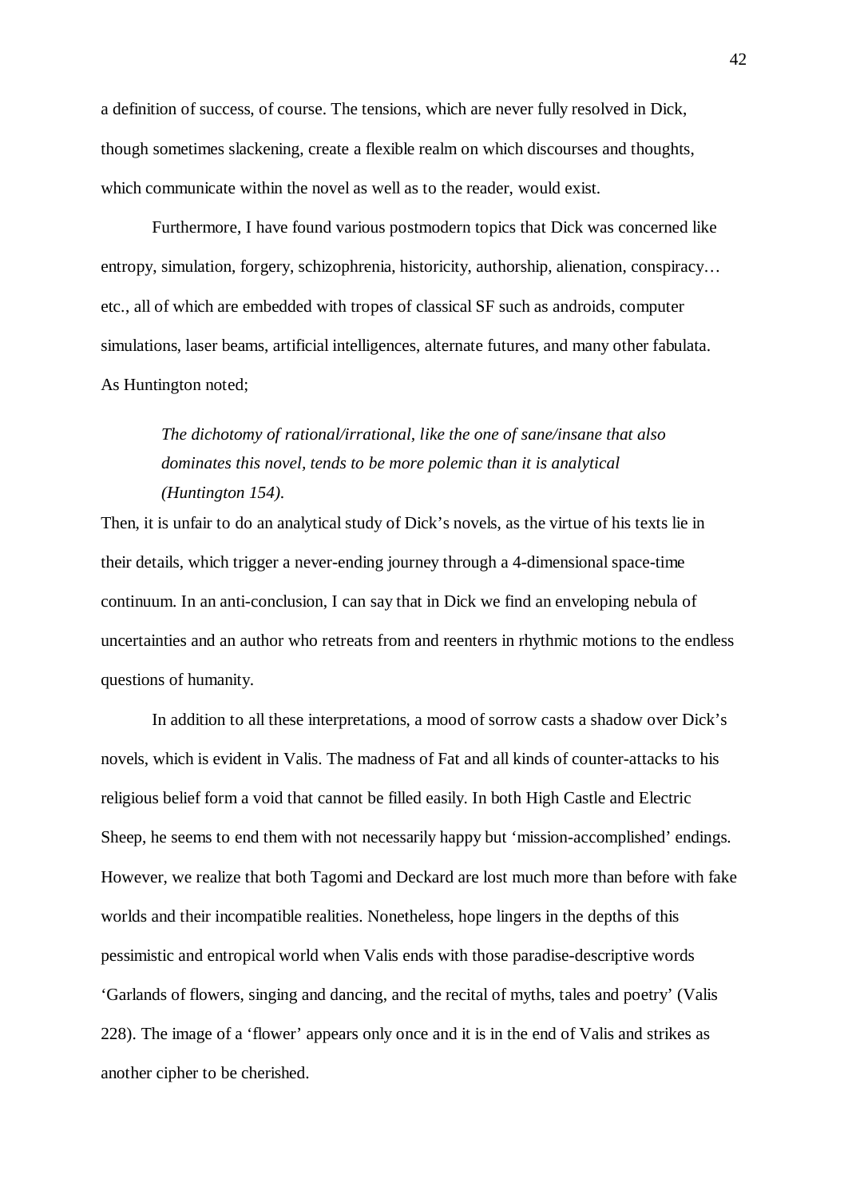a definition of success, of course. The tensions, which are never fully resolved in Dick, though sometimes slackening, create a flexible realm on which discourses and thoughts, which communicate within the novel as well as to the reader, would exist.

Furthermore, I have found various postmodern topics that Dick was concerned like entropy, simulation, forgery, schizophrenia, historicity, authorship, alienation, conspiracy… etc., all of which are embedded with tropes of classical SF such as androids, computer simulations, laser beams, artificial intelligences, alternate futures, and many other fabulata. As Huntington noted;

> *The dichotomy of rational/irrational, like the one of sane/insane that also dominates this novel, tends to be more polemic than it is analytical (Huntington 154).*

Then, it is unfair to do an analytical study of Dick's novels, as the virtue of his texts lie in their details, which trigger a never-ending journey through a 4-dimensional space-time continuum. In an anti-conclusion, I can say that in Dick we find an enveloping nebula of uncertainties and an author who retreats from and reenters in rhythmic motions to the endless questions of humanity.

In addition to all these interpretations, a mood of sorrow casts a shadow over Dick's novels, which is evident in Valis. The madness of Fat and all kinds of counter-attacks to his religious belief form a void that cannot be filled easily. In both High Castle and Electric Sheep, he seems to end them with not necessarily happy but 'mission-accomplished' endings. However, we realize that both Tagomi and Deckard are lost much more than before with fake worlds and their incompatible realities. Nonetheless, hope lingers in the depths of this pessimistic and entropical world when Valis ends with those paradise-descriptive words 'Garlands of flowers, singing and dancing, and the recital of myths, tales and poetry' (Valis 228). The image of a 'flower' appears only once and it is in the end of Valis and strikes as another cipher to be cherished.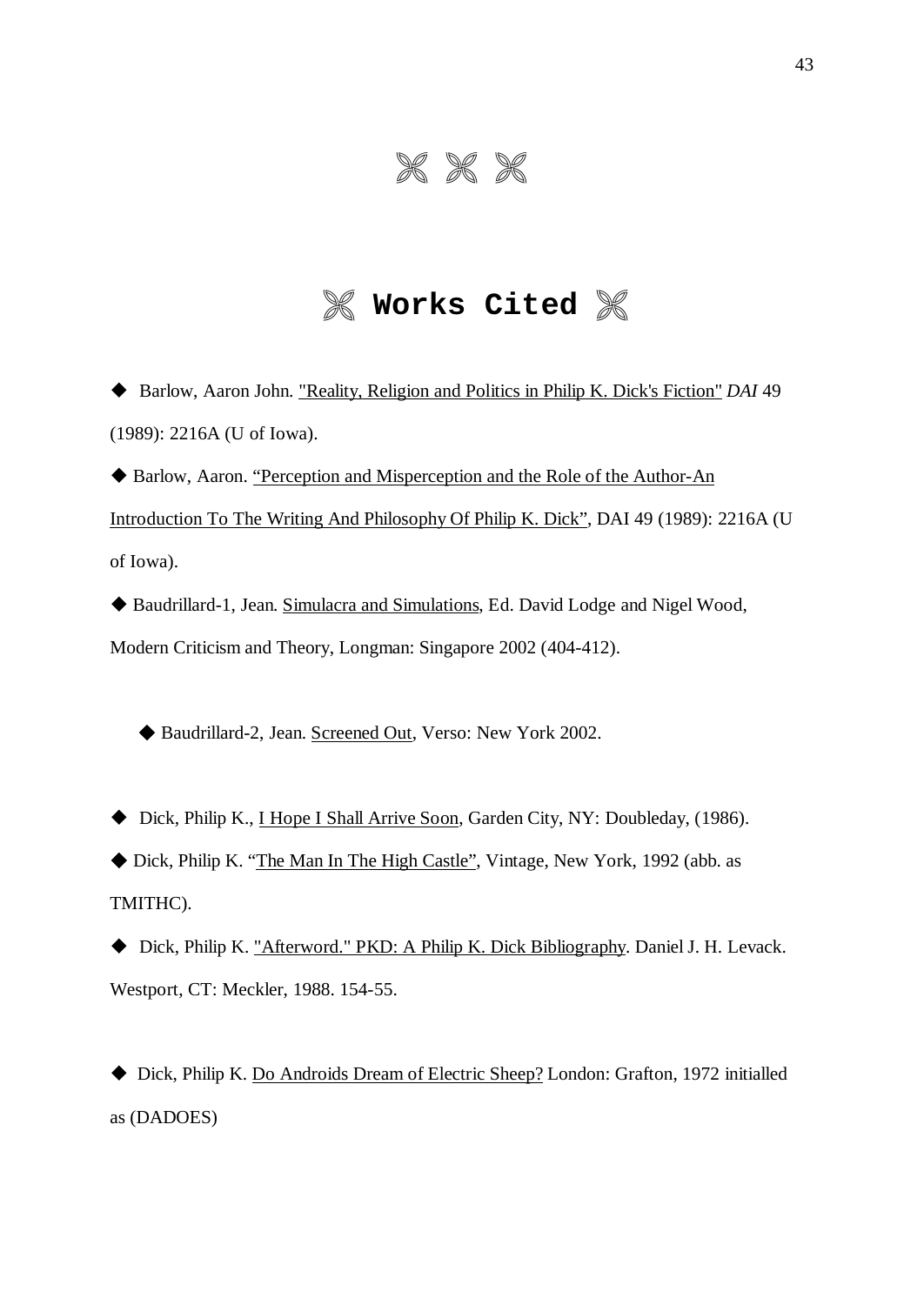# ✤ ✤ ✤

## ✤ Works Cited ✤

◆ Barlow, Aaron John. "Reality, Religion and Politics in Philip K. Dick's Fiction" *DAI* 49 (1989): 2216A (U of Iowa).

◆ Barlow, Aaron. "Perception and Misperception and the Role of the Author-An Introduction To The Writing And Philosophy Of Philip K. Dick", DAI 49 (1989): 2216A (U of Iowa).

◆ Baudrillard-1, Jean. Simulacra and Simulations, Ed. David Lodge and Nigel Wood, Modern Criticism and Theory, Longman: Singapore 2002 (404-412).

◆ Baudrillard-2, Jean. Screened Out, Verso: New York 2002.

◆ Dick, Philip K., I Hope I Shall Arrive Soon, Garden City, NY: Doubleday, (1986).

◆ Dick, Philip K. "The Man In The High Castle", Vintage, New York, 1992 (abb. as TMITHC).

◆ Dick, Philip K. "Afterword." PKD: A Philip K. Dick Bibliography. Daniel J. H. Levack. Westport, CT: Meckler, 1988. 154-55.

◆ Dick, Philip K. Do Androids Dream of Electric Sheep? London: Grafton, 1972 initialled as (DADOES)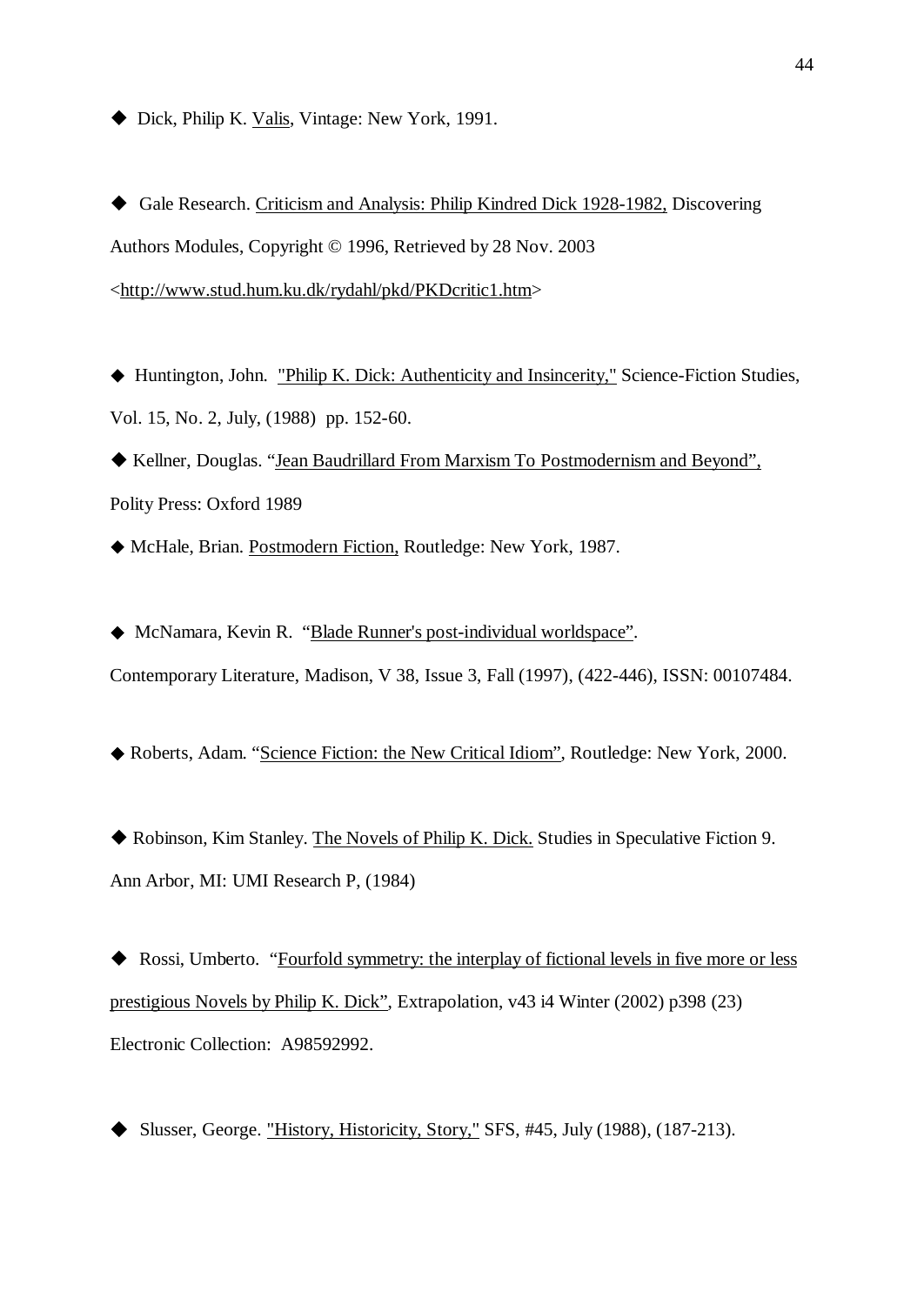◆ Dick, Philip K. Valis, Vintage: New York, 1991.

◆ Gale Research. Criticism and Analysis: Philip Kindred Dick 1928-1982, Discovering Authors Modules, Copyright © 1996, Retrieved by 28 Nov. 2003 <http://www.stud.hum.ku.dk/rydahl/pkd/PKDcritic1.htm>

◆ Huntington, John. "Philip K. Dick: Authenticity and Insincerity," Science-Fiction Studies, Vol. 15, No. 2, July, (1988) pp. 152-60.

◆ Kellner, Douglas. "Jean Baudrillard From Marxism To Postmodernism and Beyond", Polity Press: Oxford 1989

◆ McHale, Brian. Postmodern Fiction, Routledge: New York, 1987.

◆ McNamara, Kevin R. "Blade Runner's post-individual worldspace". Contemporary Literature, Madison, V 38, Issue 3, Fall (1997), (422-446), ISSN: 00107484.

◆ Roberts, Adam. "Science Fiction: the New Critical Idiom", Routledge: New York, 2000.

◆ Robinson, Kim Stanley. The Novels of Philip K. Dick. Studies in Speculative Fiction 9. Ann Arbor, MI: UMI Research P, (1984)

◆ Rossi, Umberto. "Fourfold symmetry: the interplay of fictional levels in five more or less prestigious Novels by Philip K. Dick", Extrapolation, v43 i4 Winter (2002) p398 (23) Electronic Collection: A98592992.

◆ Slusser, George. "History, Historicity, Story," SFS, #45, July (1988), (187-213).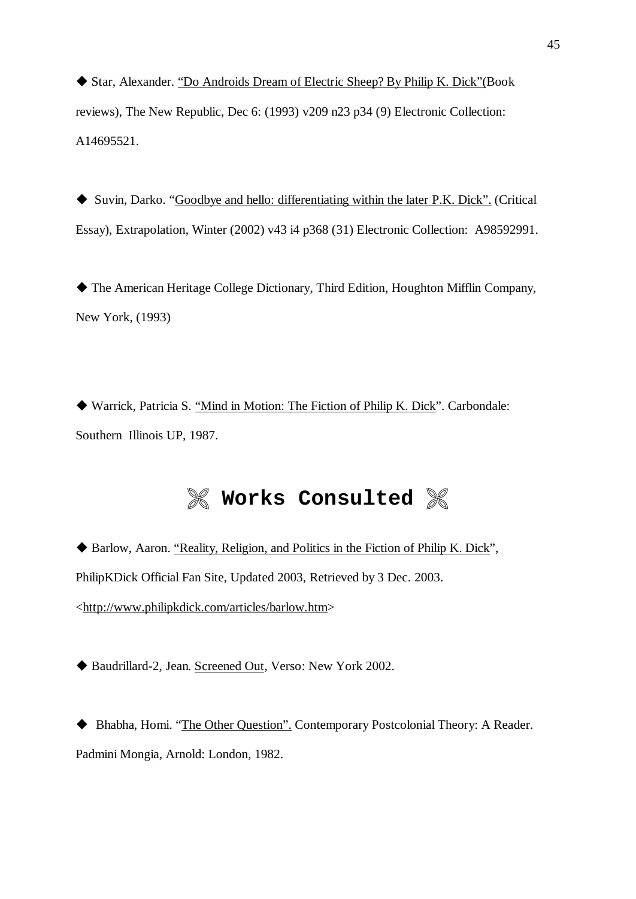◆ Star, Alexander. "Do Androids Dream of Electric Sheep? By Philip K. Dick"(Book reviews), The New Republic, Dec 6: (1993) v209 n23 p34 (9) Electronic Collection: A14695521.

◆ Suvin, Darko. "Goodbye and hello: differentiating within the later P.K. Dick". (Critical Essay), Extrapolation, Winter (2002) v43 i4 p368 (31) Electronic Collection: A98592991.

◆ The American Heritage College Dictionary, Third Edition, Houghton Mifflin Company, New York, (1993)

◆ Warrick, Patricia S. "Mind in Motion: The Fiction of Philip K. Dick". Carbondale: Southern Illinois UP, 1987.

## ✲ Works Consulted ✲

◆ Barlow, Aaron. "Reality, Religion, and Politics in the Fiction of Philip K. Dick", PhilipKDick Official Fan Site, Updated 2003, Retrieved by 3 Dec. 2003. <http://www.philipkdick.com/articles/barlow.htm>

◆ Baudrillard-2, Jean. Screened Out, Verso: New York 2002.

◆ Bhabha, Homi. "The Other Question". Contemporary Postcolonial Theory: A Reader. Padmini Mongia, Arnold: London, 1982.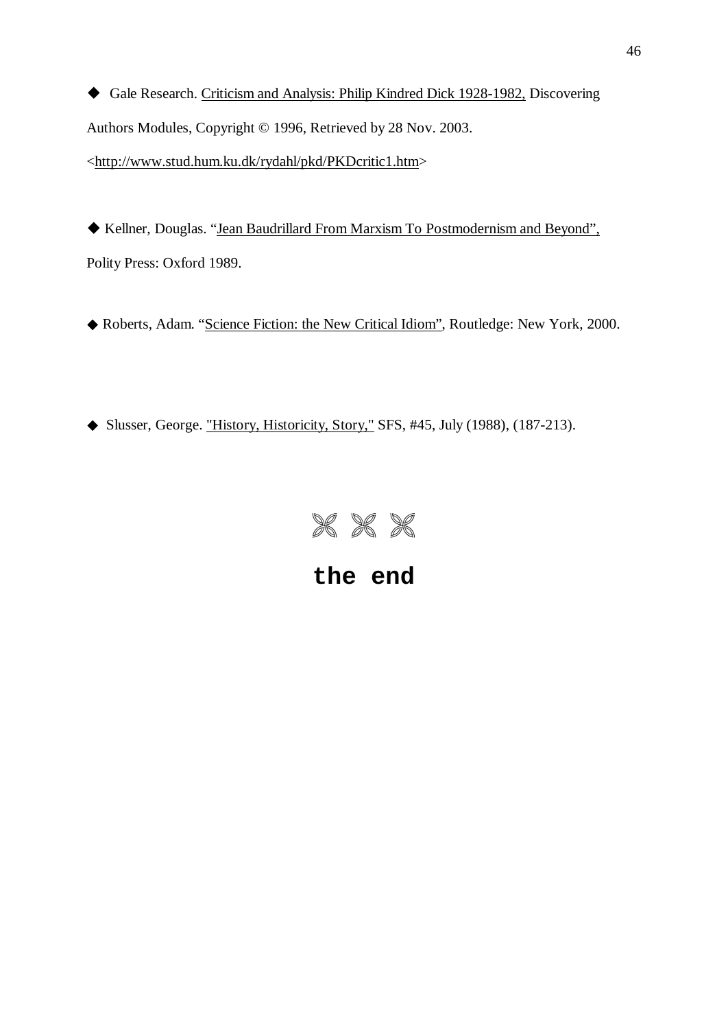- Gale Research. Criticism and Analysis: Philip Kindred Dick 1928-1982, Discovering Authors Modules, Copyright © 1996, Retrieved by 28 Nov. 2003. <http://www.stud.hum.ku.dk/rydahl/pkd/PKDcritic1.htm>

- Kellner, Douglas. "Jean Baudrillard From Marxism To Postmodernism and Beyond", Polity Press: Oxford 1989.

- Roberts, Adam. "Science Fiction: the New Critical Idiom", Routledge: New York, 2000.

- Slusser, George. "History, Historicity, Story," SFS, #45, July (1988), (187-213).

⌘ ⌘ ⌘

**the end**